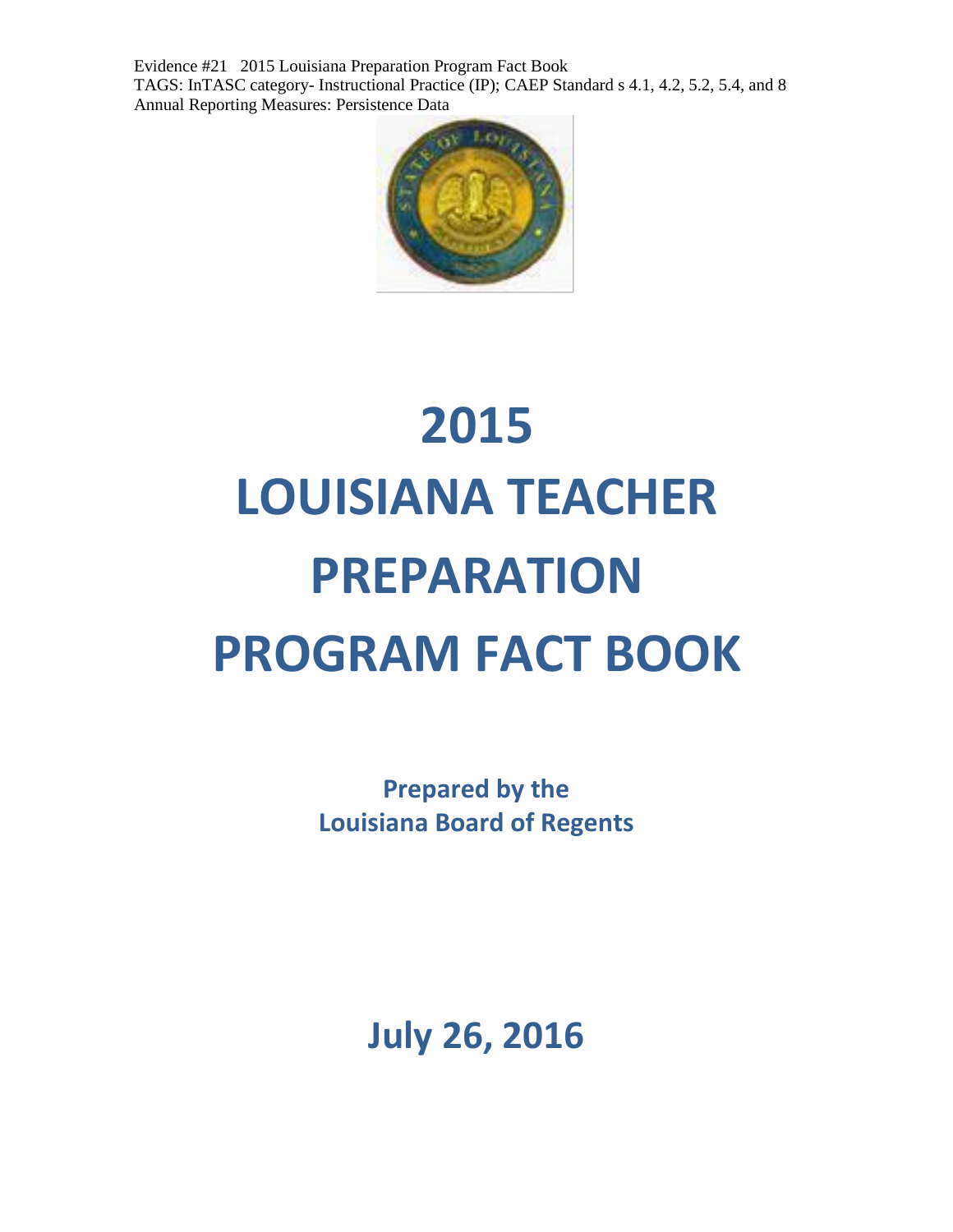Evidence #21 2015 Louisiana Preparation Program Fact Book
TAGS: InTASC category- Instructional Practice (IP); CAEP Standard s 4.1, 4.2, 5.2, 5.4, and 8
Annual Reporting Measures: Persistence Data

# 2015 LOUISIANA TEACHER PREPARATION PROGRAM FACT BOOK

**Prepared by the Louisiana Board of Regents**

## July 26, 2016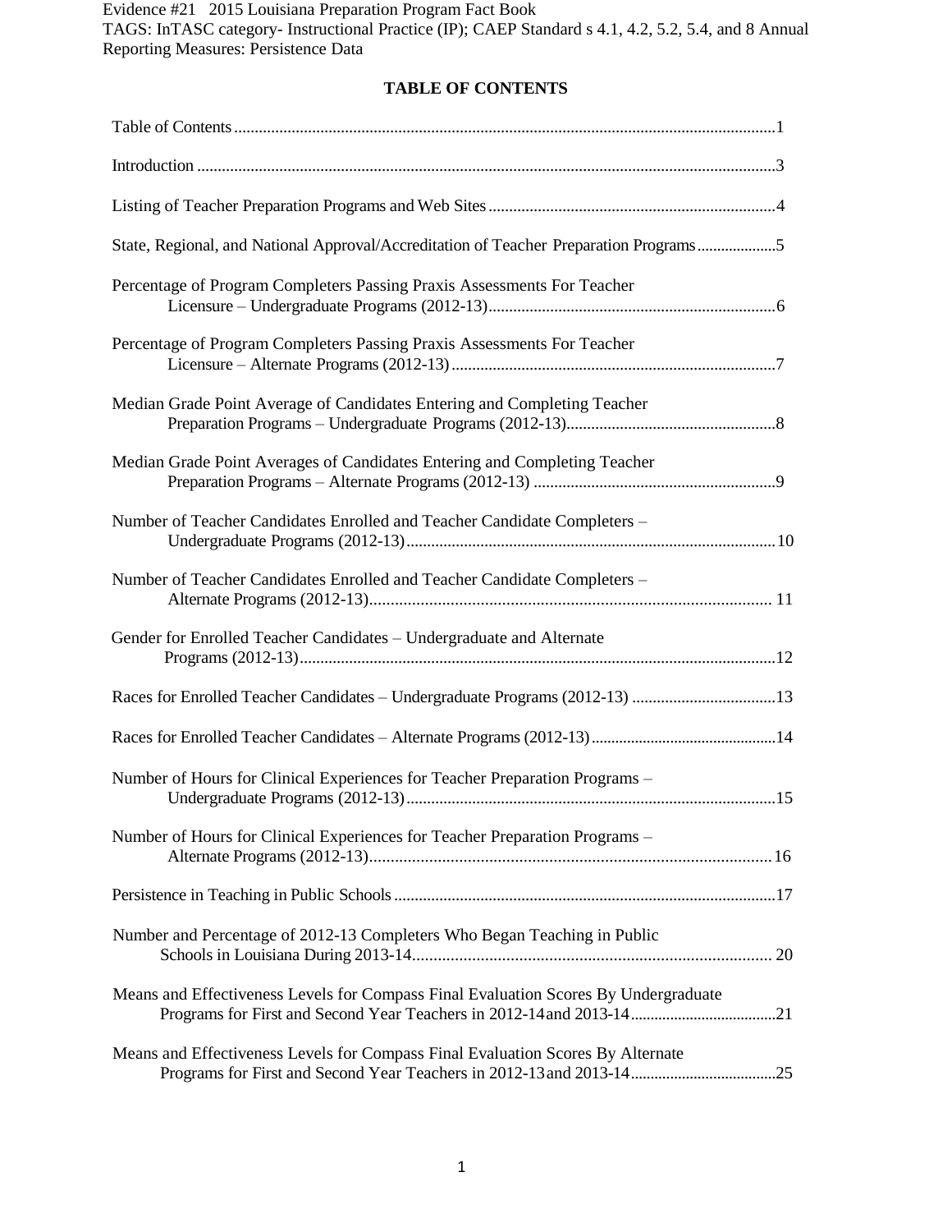Evidence #21 2015 Louisiana Preparation Program Fact Book
TAGS: InTASC category- Instructional Practice (IP); CAEP Standard s 4.1, 4.2, 5.2, 5.4, and 8 Annual Reporting Measures: Persistence Data

## TABLE OF CONTENTS

| | |
|---|---|
| Table of Contents | 1 |
| Introduction | 3 |
| Listing of Teacher Preparation Programs and Web Sites | 4 |
| State, Regional, and National Approval/Accreditation of Teacher Preparation Programs | 5 |
| Percentage of Program Completers Passing Praxis Assessments For Teacher Licensure – Undergraduate Programs (2012-13) | 6 |
| Percentage of Program Completers Passing Praxis Assessments For Teacher Licensure – Alternate Programs (2012-13) | 7 |
| Median Grade Point Average of Candidates Entering and Completing Teacher Preparation Programs – Undergraduate Programs (2012-13) | 8 |
| Median Grade Point Averages of Candidates Entering and Completing Teacher Preparation Programs – Alternate Programs (2012-13) | 9 |
| Number of Teacher Candidates Enrolled and Teacher Candidate Completers – Undergraduate Programs (2012-13) | 10 |
| Number of Teacher Candidates Enrolled and Teacher Candidate Completers – Alternate Programs (2012-13) | 11 |
| Gender for Enrolled Teacher Candidates – Undergraduate and Alternate Programs (2012-13) | 12 |
| Races for Enrolled Teacher Candidates – Undergraduate Programs (2012-13) | 13 |
| Races for Enrolled Teacher Candidates – Alternate Programs (2012-13) | 14 |
| Number of Hours for Clinical Experiences for Teacher Preparation Programs – Undergraduate Programs (2012-13) | 15 |
| Number of Hours for Clinical Experiences for Teacher Preparation Programs – Alternate Programs (2012-13) | 16 |
| Persistence in Teaching in Public Schools | 17 |
| Number and Percentage of 2012-13 Completers Who Began Teaching in Public Schools in Louisiana During 2013-14 | 20 |
| Means and Effectiveness Levels for Compass Final Evaluation Scores By Undergraduate Programs for First and Second Year Teachers in 2012-14 and 2013-14 | 21 |
| Means and Effectiveness Levels for Compass Final Evaluation Scores By Alternate Programs for First and Second Year Teachers in 2012-13 and 2013-14 | 25 |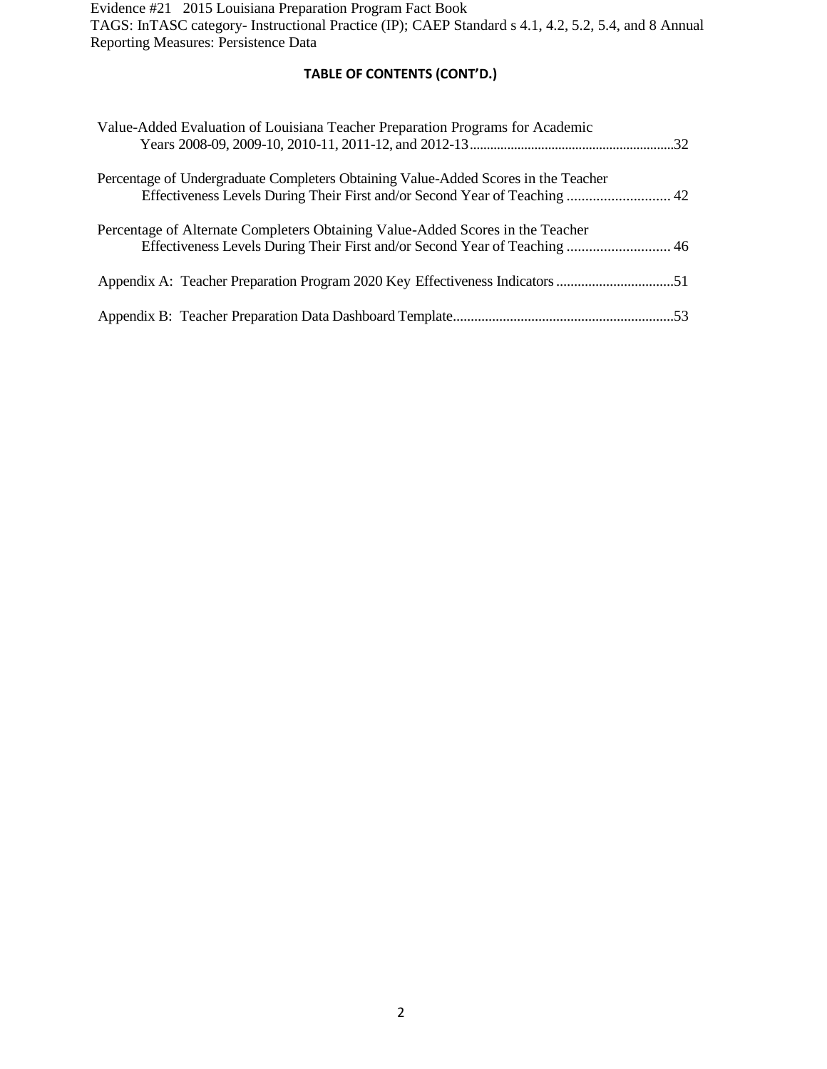Evidence #21 2015 Louisiana Preparation Program Fact Book
TAGS: InTASC category- Instructional Practice (IP); CAEP Standard s 4.1, 4.2, 5.2, 5.4, and 8 Annual Reporting Measures: Persistence Data

## TABLE OF CONTENTS (CONT'D.)

Value-Added Evaluation of Louisiana Teacher Preparation Programs for Academic Years 2008-09, 2009-10, 2010-11, 2011-12, and 2012-13 ........ 32

Percentage of Undergraduate Completers Obtaining Value-Added Scores in the Teacher Effectiveness Levels During Their First and/or Second Year of Teaching ........ 42

Percentage of Alternate Completers Obtaining Value-Added Scores in the Teacher Effectiveness Levels During Their First and/or Second Year of Teaching ........ 46

Appendix A: Teacher Preparation Program 2020 Key Effectiveness Indicators ........ 51

Appendix B: Teacher Preparation Data Dashboard Template ........ 53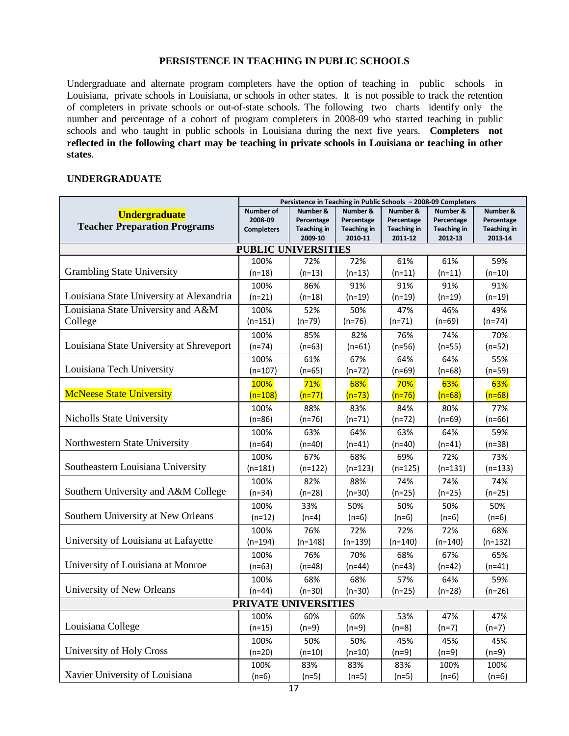## PERSISTENCE IN TEACHING IN PUBLIC SCHOOLS

Undergraduate and alternate program completers have the option of teaching in public schools in Louisiana, private schools in Louisiana, or schools in other states. It is not possible to track the retention of completers in private schools or out-of-state schools. The following two charts identify only the number and percentage of a cohort of program completers in 2008-09 who started teaching in public schools and who taught in public schools in Louisiana during the next five years. **Completers not reflected in the following chart may be teaching in private schools in Louisiana or teaching in other states**.

### UNDERGRADUATE

| Undergraduate Teacher Preparation Programs | Persistence in Teaching in Public Schools – 2008-09 Completers | | | | | |
|---|---|---|---|---|---|---|
| | Number of 2008-09 Completers | Number & Percentage Teaching in 2009-10 | Number & Percentage Teaching in 2010-11 | Number & Percentage Teaching in 2011-12 | Number & Percentage Teaching in 2012-13 | Number & Percentage Teaching in 2013-14 |
| **PUBLIC UNIVERSITIES** | | | | | | |
| Grambling State University | 100% (n=18) | 72% (n=13) | 72% (n=13) | 61% (n=11) | 61% (n=11) | 59% (n=10) |
| Louisiana State University at Alexandria | 100% (n=21) | 86% (n=18) | 91% (n=19) | 91% (n=19) | 91% (n=19) | 91% (n=19) |
| Louisiana State University and A&M College | 100% (n=151) | 52% (n=79) | 50% (n=76) | 47% (n=71) | 46% (n=69) | 49% (n=74) |
| Louisiana State University at Shreveport | 100% (n=74) | 85% (n=63) | 82% (n=61) | 76% (n=56) | 74% (n=55) | 70% (n=52) |
| Louisiana Tech University | 100% (n=107) | 61% (n=65) | 67% (n=72) | 64% (n=69) | 64% (n=68) | 55% (n=59) |
| McNeese State University | 100% (n=108) | 71% (n=77) | 68% (n=73) | 70% (n=76) | 63% (n=68) | 63% (n=68) |
| Nicholls State University | 100% (n=86) | 88% (n=76) | 83% (n=71) | 84% (n=72) | 80% (n=69) | 77% (n=66) |
| Northwestern State University | 100% (n=64) | 63% (n=40) | 64% (n=41) | 63% (n=40) | 64% (n=41) | 59% (n=38) |
| Southeastern Louisiana University | 100% (n=181) | 67% (n=122) | 68% (n=123) | 69% (n=125) | 72% (n=131) | 73% (n=133) |
| Southern University and A&M College | 100% (n=34) | 82% (n=28) | 88% (n=30) | 74% (n=25) | 74% (n=25) | 74% (n=25) |
| Southern University at New Orleans | 100% (n=12) | 33% (n=4) | 50% (n=6) | 50% (n=6) | 50% (n=6) | 50% (n=6) |
| University of Louisiana at Lafayette | 100% (n=194) | 76% (n=148) | 72% (n=139) | 72% (n=140) | 72% (n=140) | 68% (n=132) |
| University of Louisiana at Monroe | 100% (n=63) | 76% (n=48) | 70% (n=44) | 68% (n=43) | 67% (n=42) | 65% (n=41) |
| University of New Orleans | 100% (n=44) | 68% (n=30) | 68% (n=30) | 57% (n=25) | 64% (n=28) | 59% (n=26) |
| **PRIVATE UNIVERSITIES** | | | | | | |
| Louisiana College | 100% (n=15) | 60% (n=9) | 60% (n=9) | 53% (n=8) | 47% (n=7) | 47% (n=7) |
| University of Holy Cross | 100% (n=20) | 50% (n=10) | 50% (n=10) | 45% (n=9) | 45% (n=9) | 45% (n=9) |
| Xavier University of Louisiana | 100% (n=6) | 83% (n=5) | 83% (n=5) | 83% (n=5) | 100% (n=6) | 100% (n=6) |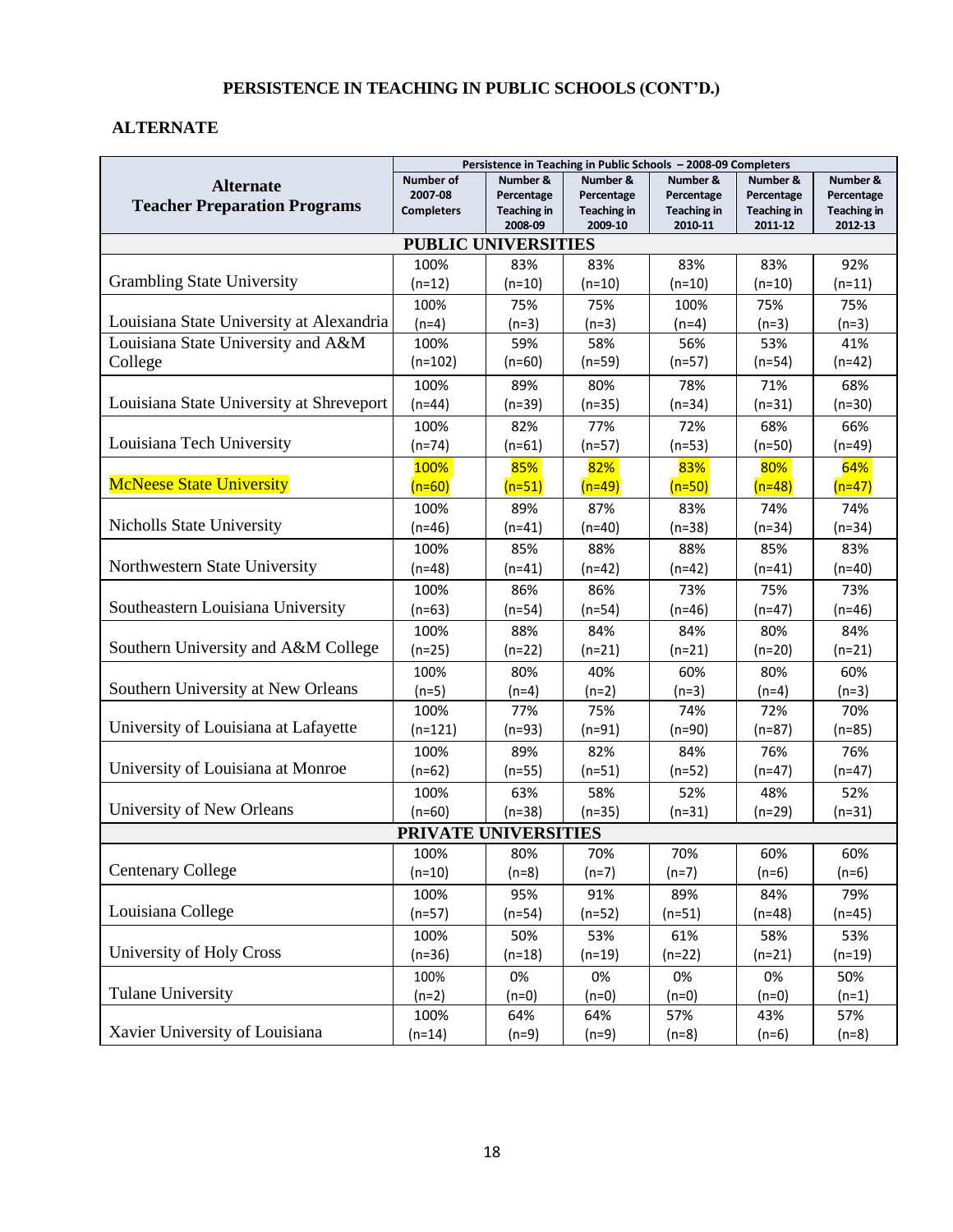# PERSISTENCE IN TEACHING IN PUBLIC SCHOOLS (CONT'D.)

## ALTERNATE

| Alternate Teacher Preparation Programs | Persistence in Teaching in Public Schools – 2008-09 Completers | | | | | |
|---|---|---|---|---|---|---|
| | Number of 2007-08 Completers | Number & Percentage Teaching in 2008-09 | Number & Percentage Teaching in 2009-10 | Number & Percentage Teaching in 2010-11 | Number & Percentage Teaching in 2011-12 | Number & Percentage Teaching in 2012-13 |
| **PUBLIC UNIVERSITIES** | | | | | | |
| Grambling State University | 100% (n=12) | 83% (n=10) | 83% (n=10) | 83% (n=10) | 83% (n=10) | 92% (n=11) |
| Louisiana State University at Alexandria | 100% (n=4) | 75% (n=3) | 75% (n=3) | 100% (n=4) | 75% (n=3) | 75% (n=3) |
| Louisiana State University and A&M College | 100% (n=102) | 59% (n=60) | 58% (n=59) | 56% (n=57) | 53% (n=54) | 41% (n=42) |
| Louisiana State University at Shreveport | 100% (n=44) | 89% (n=39) | 80% (n=35) | 78% (n=34) | 71% (n=31) | 68% (n=30) |
| Louisiana Tech University | 100% (n=74) | 82% (n=61) | 77% (n=57) | 72% (n=53) | 68% (n=50) | 66% (n=49) |
| McNeese State University | 100% (n=60) | 85% (n=51) | 82% (n=49) | 83% (n=50) | 80% (n=48) | 64% (n=47) |
| Nicholls State University | 100% (n=46) | 89% (n=41) | 87% (n=40) | 83% (n=38) | 74% (n=34) | 74% (n=34) |
| Northwestern State University | 100% (n=48) | 85% (n=41) | 88% (n=42) | 88% (n=42) | 85% (n=41) | 83% (n=40) |
| Southeastern Louisiana University | 100% (n=63) | 86% (n=54) | 86% (n=54) | 73% (n=46) | 75% (n=47) | 73% (n=46) |
| Southern University and A&M College | 100% (n=25) | 88% (n=22) | 84% (n=21) | 84% (n=21) | 80% (n=20) | 84% (n=21) |
| Southern University at New Orleans | 100% (n=5) | 80% (n=4) | 40% (n=2) | 60% (n=3) | 80% (n=4) | 60% (n=3) |
| University of Louisiana at Lafayette | 100% (n=121) | 77% (n=93) | 75% (n=91) | 74% (n=90) | 72% (n=87) | 70% (n=85) |
| University of Louisiana at Monroe | 100% (n=62) | 89% (n=55) | 82% (n=51) | 84% (n=52) | 76% (n=47) | 76% (n=47) |
| University of New Orleans | 100% (n=60) | 63% (n=38) | 58% (n=35) | 52% (n=31) | 48% (n=29) | 52% (n=31) |
| **PRIVATE UNIVERSITIES** | | | | | | |
| Centenary College | 100% (n=10) | 80% (n=8) | 70% (n=7) | 70% (n=7) | 60% (n=6) | 60% (n=6) |
| Louisiana College | 100% (n=57) | 95% (n=54) | 91% (n=52) | 89% (n=51) | 84% (n=48) | 79% (n=45) |
| University of Holy Cross | 100% (n=36) | 50% (n=18) | 53% (n=19) | 61% (n=22) | 58% (n=21) | 53% (n=19) |
| Tulane University | 100% (n=2) | 0% (n=0) | 0% (n=0) | 0% (n=0) | 0% (n=0) | 50% (n=1) |
| Xavier University of Louisiana | 100% (n=14) | 64% (n=9) | 64% (n=9) | 57% (n=8) | 43% (n=6) | 57% (n=8) |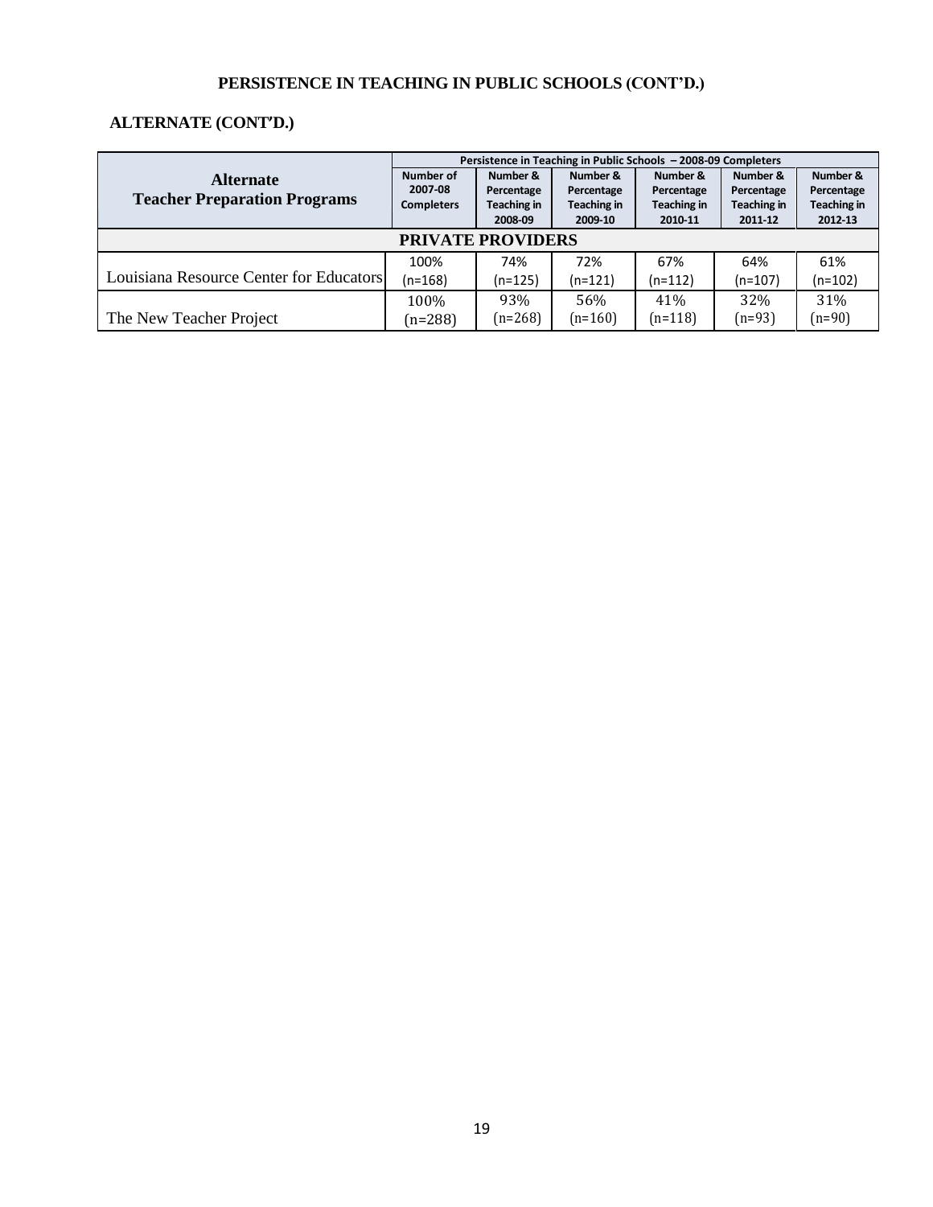### PERSISTENCE IN TEACHING IN PUBLIC SCHOOLS (CONT'D.)

#### ALTERNATE (CONT'D.)

| Alternate Teacher Preparation Programs | Persistence in Teaching in Public Schools – 2008-09 Completers | | | | | |
|---|---|---|---|---|---|---|
| | Number of 2007-08 Completers | Number & Percentage Teaching in 2008-09 | Number & Percentage Teaching in 2009-10 | Number & Percentage Teaching in 2010-11 | Number & Percentage Teaching in 2011-12 | Number & Percentage Teaching in 2012-13 |
| **PRIVATE PROVIDERS** | | | | | | |
| Louisiana Resource Center for Educators | 100% (n=168) | 74% (n=125) | 72% (n=121) | 67% (n=112) | 64% (n=107) | 61% (n=102) |
| The New Teacher Project | 100% (n=288) | 93% (n=268) | 56% (n=160) | 41% (n=118) | 32% (n=93) | 31% (n=90) |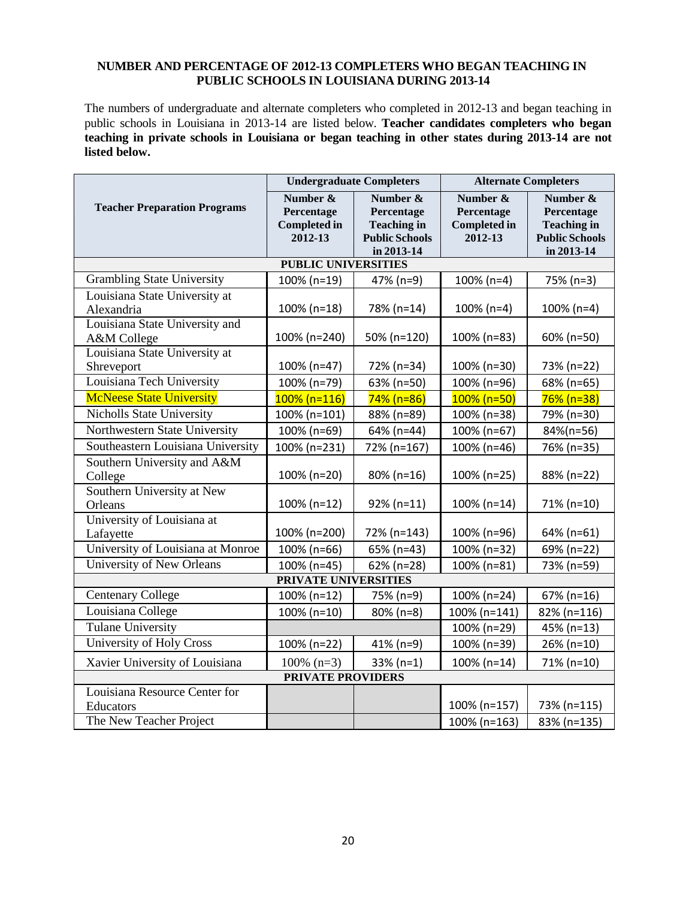**NUMBER AND PERCENTAGE OF 2012-13 COMPLETERS WHO BEGAN TEACHING IN PUBLIC SCHOOLS IN LOUISIANA DURING 2013-14**

The numbers of undergraduate and alternate completers who completed in 2012-13 and began teaching in public schools in Louisiana in 2013-14 are listed below. **Teacher candidates completers who began teaching in private schools in Louisiana or began teaching in other states during 2013-14 are not listed below.**

| Teacher Preparation Programs | Undergraduate Completers | | Alternate Completers | |
|---|---|---|---|---|
| | Number & Percentage Completed in 2012-13 | Number & Percentage Teaching in Public Schools in 2013-14 | Number & Percentage Completed in 2012-13 | Number & Percentage Teaching in Public Schools in 2013-14 |
| **PUBLIC UNIVERSITIES** | | | | |
| Grambling State University | 100% (n=19) | 47% (n=9) | 100% (n=4) | 75% (n=3) |
| Louisiana State University at Alexandria | 100% (n=18) | 78% (n=14) | 100% (n=4) | 100% (n=4) |
| Louisiana State University and A&M College | 100% (n=240) | 50% (n=120) | 100% (n=83) | 60% (n=50) |
| Louisiana State University at Shreveport | 100% (n=47) | 72% (n=34) | 100% (n=30) | 73% (n=22) |
| Louisiana Tech University | 100% (n=79) | 63% (n=50) | 100% (n=96) | 68% (n=65) |
| McNeese State University | 100% (n=116) | 74% (n=86) | 100% (n=50) | 76% (n=38) |
| Nicholls State University | 100% (n=101) | 88% (n=89) | 100% (n=38) | 79% (n=30) |
| Northwestern State University | 100% (n=69) | 64% (n=44) | 100% (n=67) | 84%(n=56) |
| Southeastern Louisiana University | 100% (n=231) | 72% (n=167) | 100% (n=46) | 76% (n=35) |
| Southern University and A&M College | 100% (n=20) | 80% (n=16) | 100% (n=25) | 88% (n=22) |
| Southern University at New Orleans | 100% (n=12) | 92% (n=11) | 100% (n=14) | 71% (n=10) |
| University of Louisiana at Lafayette | 100% (n=200) | 72% (n=143) | 100% (n=96) | 64% (n=61) |
| University of Louisiana at Monroe | 100% (n=66) | 65% (n=43) | 100% (n=32) | 69% (n=22) |
| University of New Orleans | 100% (n=45) | 62% (n=28) | 100% (n=81) | 73% (n=59) |
| **PRIVATE UNIVERSITIES** | | | | |
| Centenary College | 100% (n=12) | 75% (n=9) | 100% (n=24) | 67% (n=16) |
| Louisiana College | 100% (n=10) | 80% (n=8) | 100% (n=141) | 82% (n=116) |
| Tulane University | | | 100% (n=29) | 45% (n=13) |
| University of Holy Cross | 100% (n=22) | 41% (n=9) | 100% (n=39) | 26% (n=10) |
| Xavier University of Louisiana | 100% (n=3) | 33% (n=1) | 100% (n=14) | 71% (n=10) |
| **PRIVATE PROVIDERS** | | | | |
| Louisiana Resource Center for Educators | | | 100% (n=157) | 73% (n=115) |
| The New Teacher Project | | | 100% (n=163) | 83% (n=135) |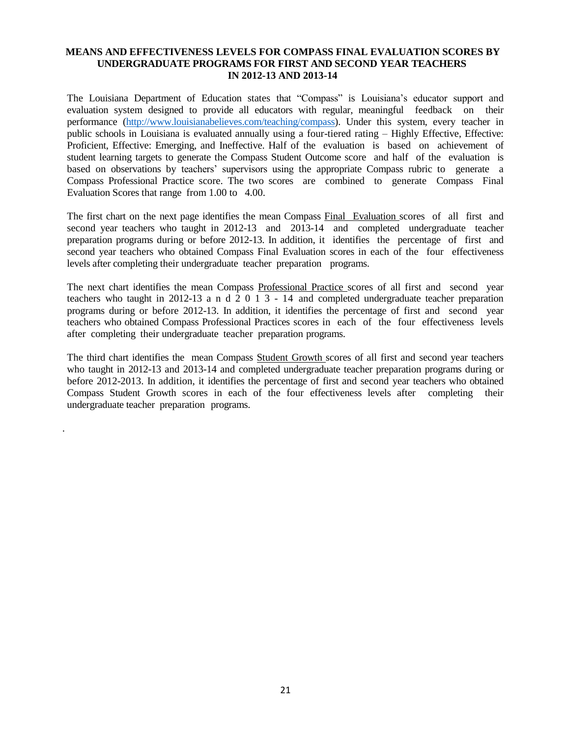## MEANS AND EFFECTIVENESS LEVELS FOR COMPASS FINAL EVALUATION SCORES BY UNDERGRADUATE PROGRAMS FOR FIRST AND SECOND YEAR TEACHERS IN 2012-13 AND 2013-14

The Louisiana Department of Education states that "Compass" is Louisiana's educator support and evaluation system designed to provide all educators with regular, meaningful feedback on their performance ([http://www.louisianabelieves.com/teaching/compass](http://www.louisianabelieves.com/teaching/compass)). Under this system, every teacher in public schools in Louisiana is evaluated annually using a four-tiered rating – Highly Effective, Effective: Proficient, Effective: Emerging, and Ineffective. Half of the evaluation is based on achievement of student learning targets to generate the Compass Student Outcome score and half of the evaluation is based on observations by teachers' supervisors using the appropriate Compass rubric to generate a Compass Professional Practice score. The two scores are combined to generate Compass Final Evaluation Scores that range from 1.00 to 4.00.

The first chart on the next page identifies the mean Compass Final Evaluation scores of all first and second year teachers who taught in 2012-13 and 2013-14 and completed undergraduate teacher preparation programs during or before 2012-13. In addition, it identifies the percentage of first and second year teachers who obtained Compass Final Evaluation scores in each of the four effectiveness levels after completing their undergraduate teacher preparation programs.

The next chart identifies the mean Compass Professional Practice scores of all first and second year teachers who taught in 2012-13 and 2013-14 and completed undergraduate teacher preparation programs during or before 2012-13. In addition, it identifies the percentage of first and second year teachers who obtained Compass Professional Practices scores in each of the four effectiveness levels after completing their undergraduate teacher preparation programs.

The third chart identifies the mean Compass Student Growth scores of all first and second year teachers who taught in 2012-13 and 2013-14 and completed undergraduate teacher preparation programs during or before 2012-2013. In addition, it identifies the percentage of first and second year teachers who obtained Compass Student Growth scores in each of the four effectiveness levels after completing their undergraduate teacher preparation programs.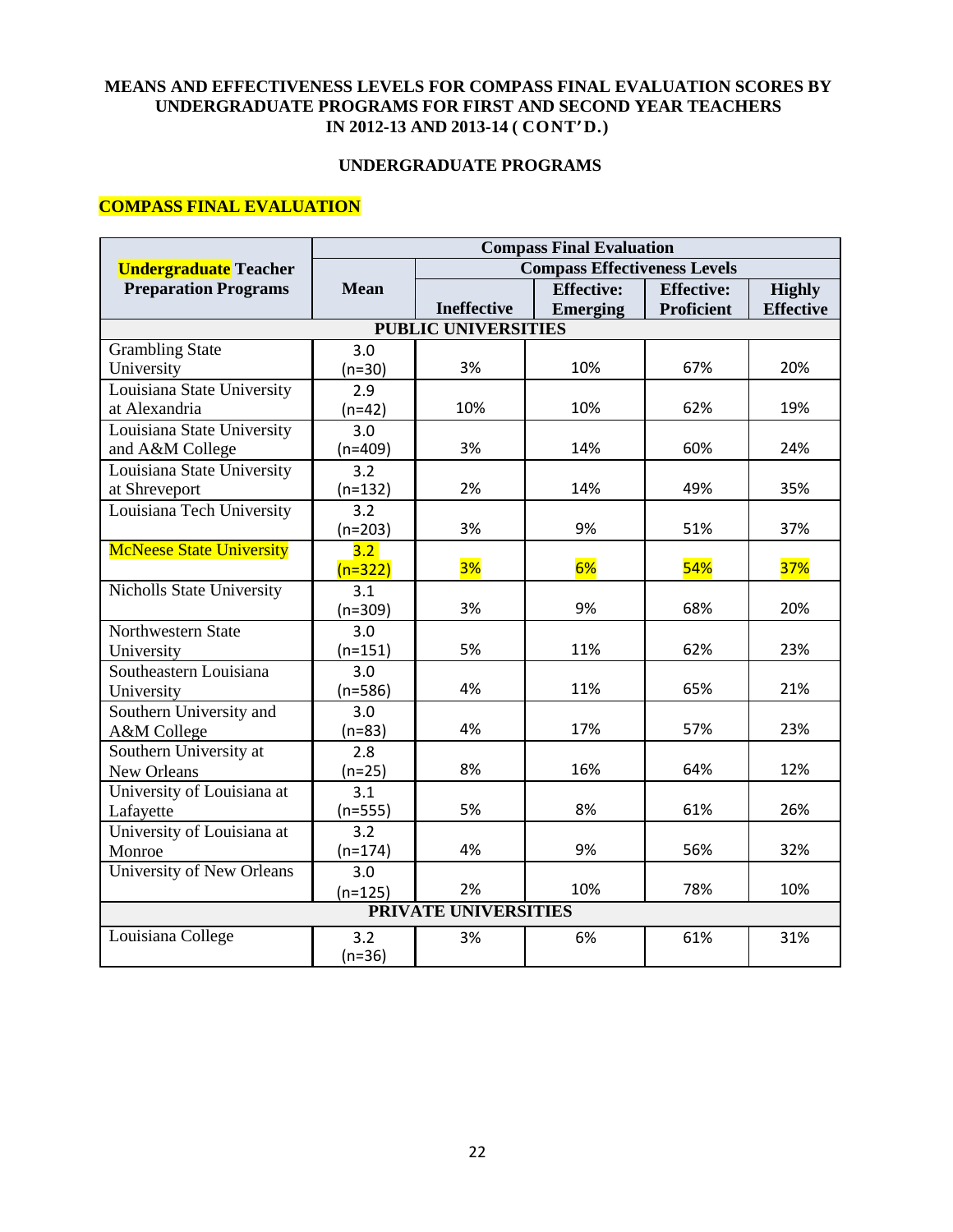# MEANS AND EFFECTIVENESS LEVELS FOR COMPASS FINAL EVALUATION SCORES BY UNDERGRADUATE PROGRAMS FOR FIRST AND SECOND YEAR TEACHERS IN 2012-13 AND 2013-14 (CONT'D.)

## UNDERGRADUATE PROGRAMS

### COMPASS FINAL EVALUATION

| Undergraduate Teacher Preparation Programs | Compass Final Evaluation | | | | |
|---|---|---|---|---|---|
| | Mean | Compass Effectiveness Levels | | | |
| | | Ineffective | Effective: Emerging | Effective: Proficient | Highly Effective |
| **PUBLIC UNIVERSITIES** | | | | | |
| Grambling State University | 3.0 (n=30) | 3% | 10% | 67% | 20% |
| Louisiana State University at Alexandria | 2.9 (n=42) | 10% | 10% | 62% | 19% |
| Louisiana State University and A&M College | 3.0 (n=409) | 3% | 14% | 60% | 24% |
| Louisiana State University at Shreveport | 3.2 (n=132) | 2% | 14% | 49% | 35% |
| Louisiana Tech University | 3.2 (n=203) | 3% | 9% | 51% | 37% |
| McNeese State University | 3.2 (n=322) | 3% | 6% | 54% | 37% |
| Nicholls State University | 3.1 (n=309) | 3% | 9% | 68% | 20% |
| Northwestern State University | 3.0 (n=151) | 5% | 11% | 62% | 23% |
| Southeastern Louisiana University | 3.0 (n=586) | 4% | 11% | 65% | 21% |
| Southern University and A&M College | 3.0 (n=83) | 4% | 17% | 57% | 23% |
| Southern University at New Orleans | 2.8 (n=25) | 8% | 16% | 64% | 12% |
| University of Louisiana at Lafayette | 3.1 (n=555) | 5% | 8% | 61% | 26% |
| University of Louisiana at Monroe | 3.2 (n=174) | 4% | 9% | 56% | 32% |
| University of New Orleans | 3.0 (n=125) | 2% | 10% | 78% | 10% |
| **PRIVATE UNIVERSITIES** | | | | | |
| Louisiana College | 3.2 (n=36) | 3% | 6% | 61% | 31% |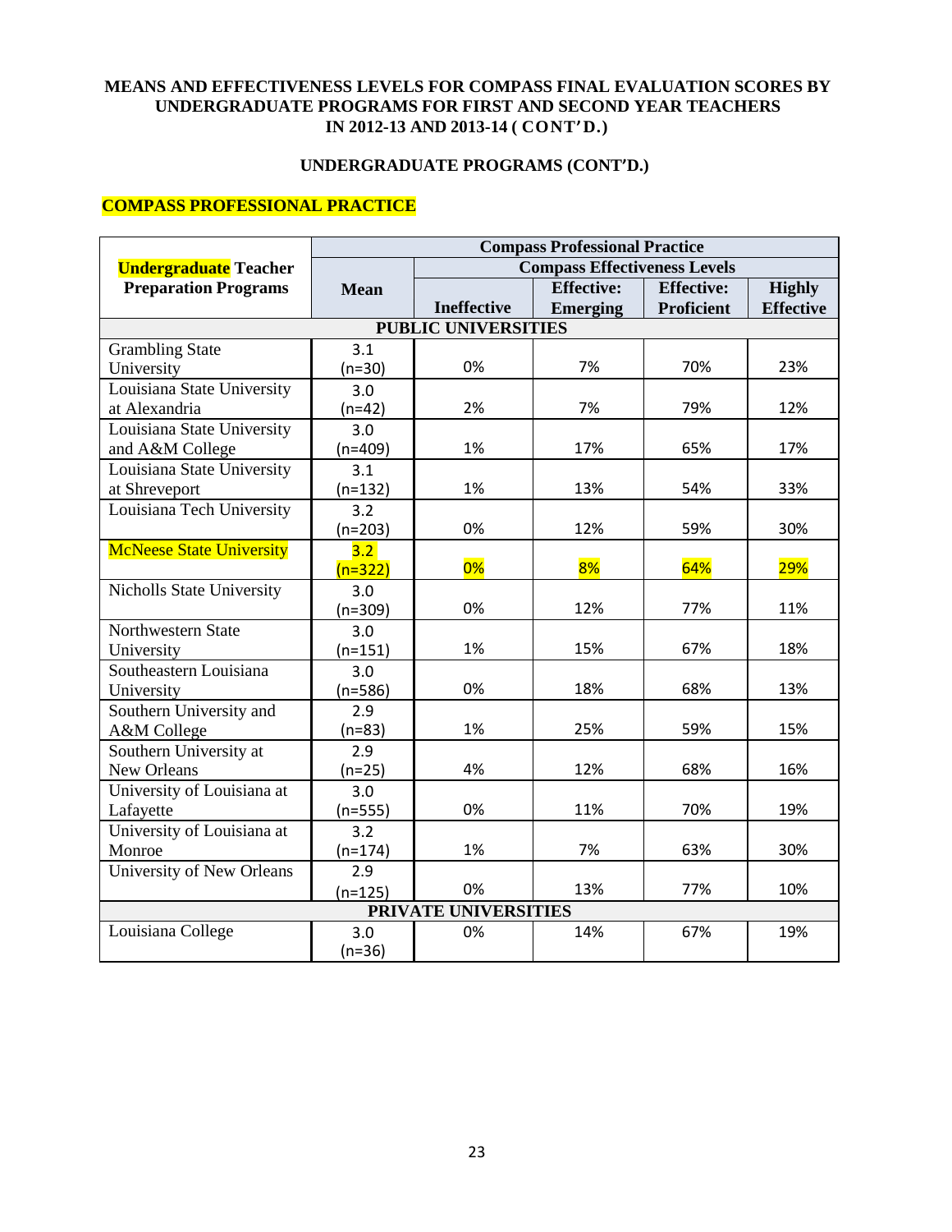**MEANS AND EFFECTIVENESS LEVELS FOR COMPASS FINAL EVALUATION SCORES BY UNDERGRADUATE PROGRAMS FOR FIRST AND SECOND YEAR TEACHERS IN 2012-13 AND 2013-14 (CONT'D.)**

**UNDERGRADUATE PROGRAMS (CONT'D.)**

## COMPASS PROFESSIONAL PRACTICE

| Undergraduate Teacher Preparation Programs | Compass Professional Practice | | | | |
|---|---|---|---|---|---|
| | Mean | Compass Effectiveness Levels | | | |
| | | Ineffective | Effective: Emerging | Effective: Proficient | Highly Effective |
| **PUBLIC UNIVERSITIES** | | | | | |
| Grambling State University | 3.1 (n=30) | 0% | 7% | 70% | 23% |
| Louisiana State University at Alexandria | 3.0 (n=42) | 2% | 7% | 79% | 12% |
| Louisiana State University and A&M College | 3.0 (n=409) | 1% | 17% | 65% | 17% |
| Louisiana State University at Shreveport | 3.1 (n=132) | 1% | 13% | 54% | 33% |
| Louisiana Tech University | 3.2 (n=203) | 0% | 12% | 59% | 30% |
| McNeese State University | 3.2 (n=322) | 0% | 8% | 64% | 29% |
| Nicholls State University | 3.0 (n=309) | 0% | 12% | 77% | 11% |
| Northwestern State University | 3.0 (n=151) | 1% | 15% | 67% | 18% |
| Southeastern Louisiana University | 3.0 (n=586) | 0% | 18% | 68% | 13% |
| Southern University and A&M College | 2.9 (n=83) | 1% | 25% | 59% | 15% |
| Southern University at New Orleans | 2.9 (n=25) | 4% | 12% | 68% | 16% |
| University of Louisiana at Lafayette | 3.0 (n=555) | 0% | 11% | 70% | 19% |
| University of Louisiana at Monroe | 3.2 (n=174) | 1% | 7% | 63% | 30% |
| University of New Orleans | 2.9 (n=125) | 0% | 13% | 77% | 10% |
| **PRIVATE UNIVERSITIES** | | | | | |
| Louisiana College | 3.0 (n=36) | 0% | 14% | 67% | 19% |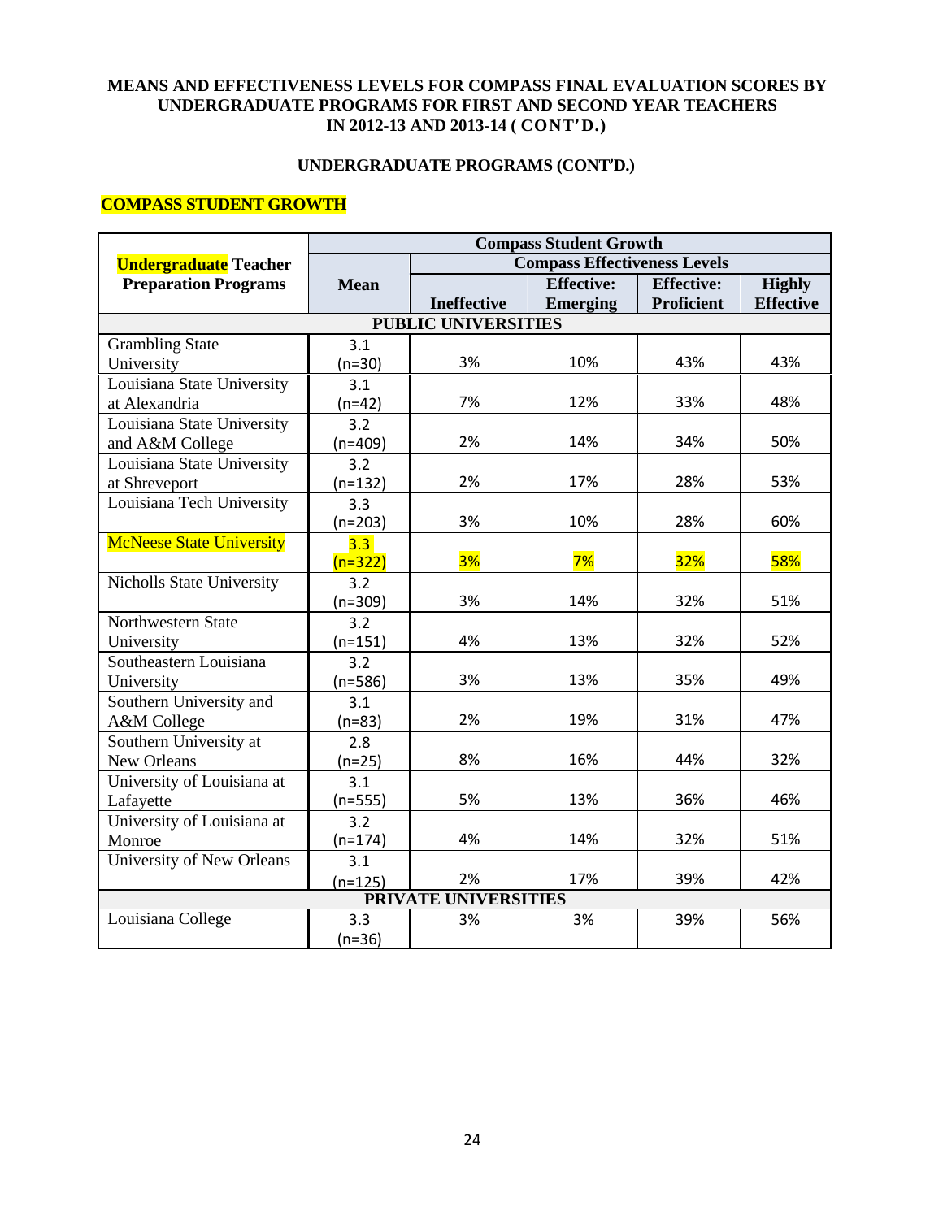**MEANS AND EFFECTIVENESS LEVELS FOR COMPASS FINAL EVALUATION SCORES BY UNDERGRADUATE PROGRAMS FOR FIRST AND SECOND YEAR TEACHERS IN 2012-13 AND 2013-14 ( CONT'D.)**

**UNDERGRADUATE PROGRAMS (CONT'D.)**

**COMPASS STUDENT GROWTH**

| Undergraduate Teacher Preparation Programs | Compass Student Growth | | | | |
|---|---|---|---|---|---|
| | Mean | Compass Effectiveness Levels | | | |
| | | Ineffective | Effective: Emerging | Effective: Proficient | Highly Effective |
| **PUBLIC UNIVERSITIES** | | | | | |
| Grambling State University | 3.1 (n=30) | 3% | 10% | 43% | 43% |
| Louisiana State University at Alexandria | 3.1 (n=42) | 7% | 12% | 33% | 48% |
| Louisiana State University and A&M College | 3.2 (n=409) | 2% | 14% | 34% | 50% |
| Louisiana State University at Shreveport | 3.2 (n=132) | 2% | 17% | 28% | 53% |
| Louisiana Tech University | 3.3 (n=203) | 3% | 10% | 28% | 60% |
| McNeese State University | 3.3 (n=322) | 3% | 7% | 32% | 58% |
| Nicholls State University | 3.2 (n=309) | 3% | 14% | 32% | 51% |
| Northwestern State University | 3.2 (n=151) | 4% | 13% | 32% | 52% |
| Southeastern Louisiana University | 3.2 (n=586) | 3% | 13% | 35% | 49% |
| Southern University and A&M College | 3.1 (n=83) | 2% | 19% | 31% | 47% |
| Southern University at New Orleans | 2.8 (n=25) | 8% | 16% | 44% | 32% |
| University of Louisiana at Lafayette | 3.1 (n=555) | 5% | 13% | 36% | 46% |
| University of Louisiana at Monroe | 3.2 (n=174) | 4% | 14% | 32% | 51% |
| University of New Orleans | 3.1 (n=125) | 2% | 17% | 39% | 42% |
| **PRIVATE UNIVERSITIES** | | | | | |
| Louisiana College | 3.3 (n=36) | 3% | 3% | 39% | 56% |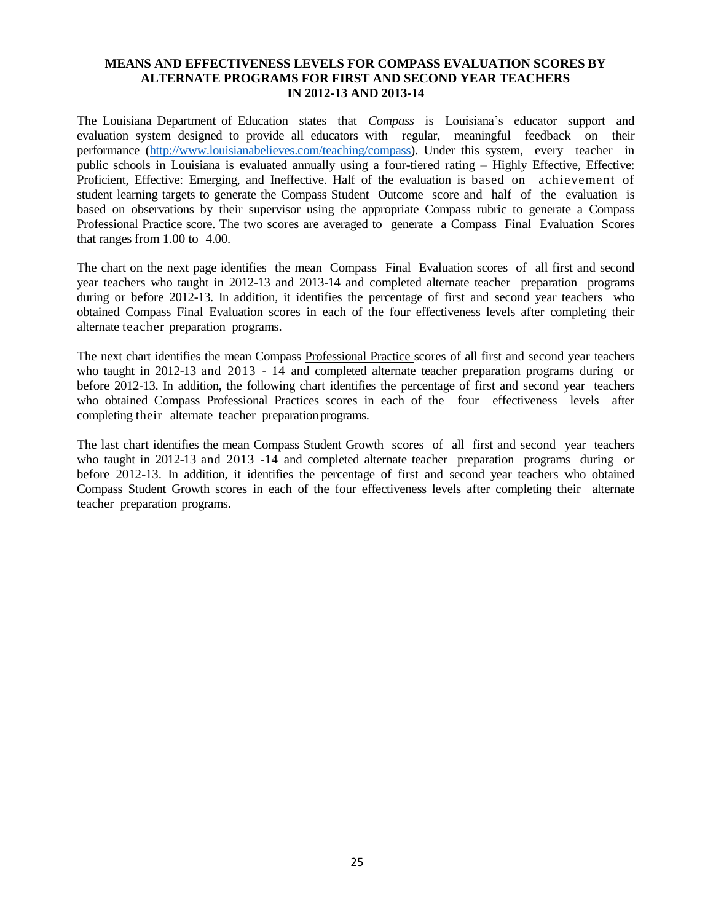**MEANS AND EFFECTIVENESS LEVELS FOR COMPASS EVALUATION SCORES BY ALTERNATE PROGRAMS FOR FIRST AND SECOND YEAR TEACHERS IN 2012-13 AND 2013-14**

The Louisiana Department of Education states that *Compass* is Louisiana's educator support and evaluation system designed to provide all educators with regular, meaningful feedback on their performance (http://www.louisianabelieves.com/teaching/compass). Under this system, every teacher in public schools in Louisiana is evaluated annually using a four-tiered rating – Highly Effective, Effective: Proficient, Effective: Emerging, and Ineffective. Half of the evaluation is based on achievement of student learning targets to generate the Compass Student Outcome score and half of the evaluation is based on observations by their supervisor using the appropriate Compass rubric to generate a Compass Professional Practice score. The two scores are averaged to generate a Compass Final Evaluation Scores that ranges from 1.00 to 4.00.

The chart on the next page identifies the mean Compass Final Evaluation scores of all first and second year teachers who taught in 2012-13 and 2013-14 and completed alternate teacher preparation programs during or before 2012-13. In addition, it identifies the percentage of first and second year teachers who obtained Compass Final Evaluation scores in each of the four effectiveness levels after completing their alternate teacher preparation programs.

The next chart identifies the mean Compass Professional Practice scores of all first and second year teachers who taught in 2012-13 and 2013 - 14 and completed alternate teacher preparation programs during or before 2012-13. In addition, the following chart identifies the percentage of first and second year teachers who obtained Compass Professional Practices scores in each of the four effectiveness levels after completing their alternate teacher preparation programs.

The last chart identifies the mean Compass Student Growth scores of all first and second year teachers who taught in 2012-13 and 2013 -14 and completed alternate teacher preparation programs during or before 2012-13. In addition, it identifies the percentage of first and second year teachers who obtained Compass Student Growth scores in each of the four effectiveness levels after completing their alternate teacher preparation programs.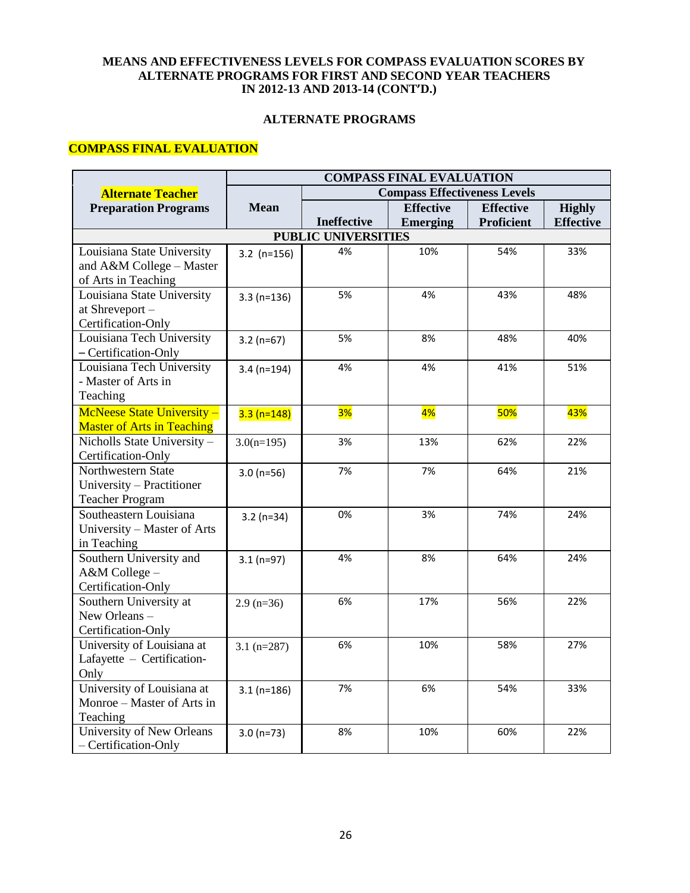**MEANS AND EFFECTIVENESS LEVELS FOR COMPASS EVALUATION SCORES BY ALTERNATE PROGRAMS FOR FIRST AND SECOND YEAR TEACHERS IN 2012-13 AND 2013-14 (CONT'D.)**

**ALTERNATE PROGRAMS**

**COMPASS FINAL EVALUATION**

| Alternate Teacher Preparation Programs | COMPASS FINAL EVALUATION | | | | |
|---|---|---|---|---|---|
| | Mean | Compass Effectiveness Levels | | | |
| | | Ineffective | Effective Emerging | Effective Proficient | Highly Effective |
| **PUBLIC UNIVERSITIES** | | | | | |
| Louisiana State University and A&M College – Master of Arts in Teaching | 3.2 (n=156) | 4% | 10% | 54% | 33% |
| Louisiana State University at Shreveport – Certification-Only | 3.3 (n=136) | 5% | 4% | 43% | 48% |
| Louisiana Tech University – Certification-Only | 3.2 (n=67) | 5% | 8% | 48% | 40% |
| Louisiana Tech University - Master of Arts in Teaching | 3.4 (n=194) | 4% | 4% | 41% | 51% |
| McNeese State University – Master of Arts in Teaching | 3.3 (n=148) | 3% | 4% | 50% | 43% |
| Nicholls State University – Certification-Only | 3.0(n=195) | 3% | 13% | 62% | 22% |
| Northwestern State University – Practitioner Teacher Program | 3.0 (n=56) | 7% | 7% | 64% | 21% |
| Southeastern Louisiana University – Master of Arts in Teaching | 3.2 (n=34) | 0% | 3% | 74% | 24% |
| Southern University and A&M College – Certification-Only | 3.1 (n=97) | 4% | 8% | 64% | 24% |
| Southern University at New Orleans – Certification-Only | 2.9 (n=36) | 6% | 17% | 56% | 22% |
| University of Louisiana at Lafayette – Certification-Only | 3.1 (n=287) | 6% | 10% | 58% | 27% |
| University of Louisiana at Monroe – Master of Arts in Teaching | 3.1 (n=186) | 7% | 6% | 54% | 33% |
| University of New Orleans – Certification-Only | 3.0 (n=73) | 8% | 10% | 60% | 22% |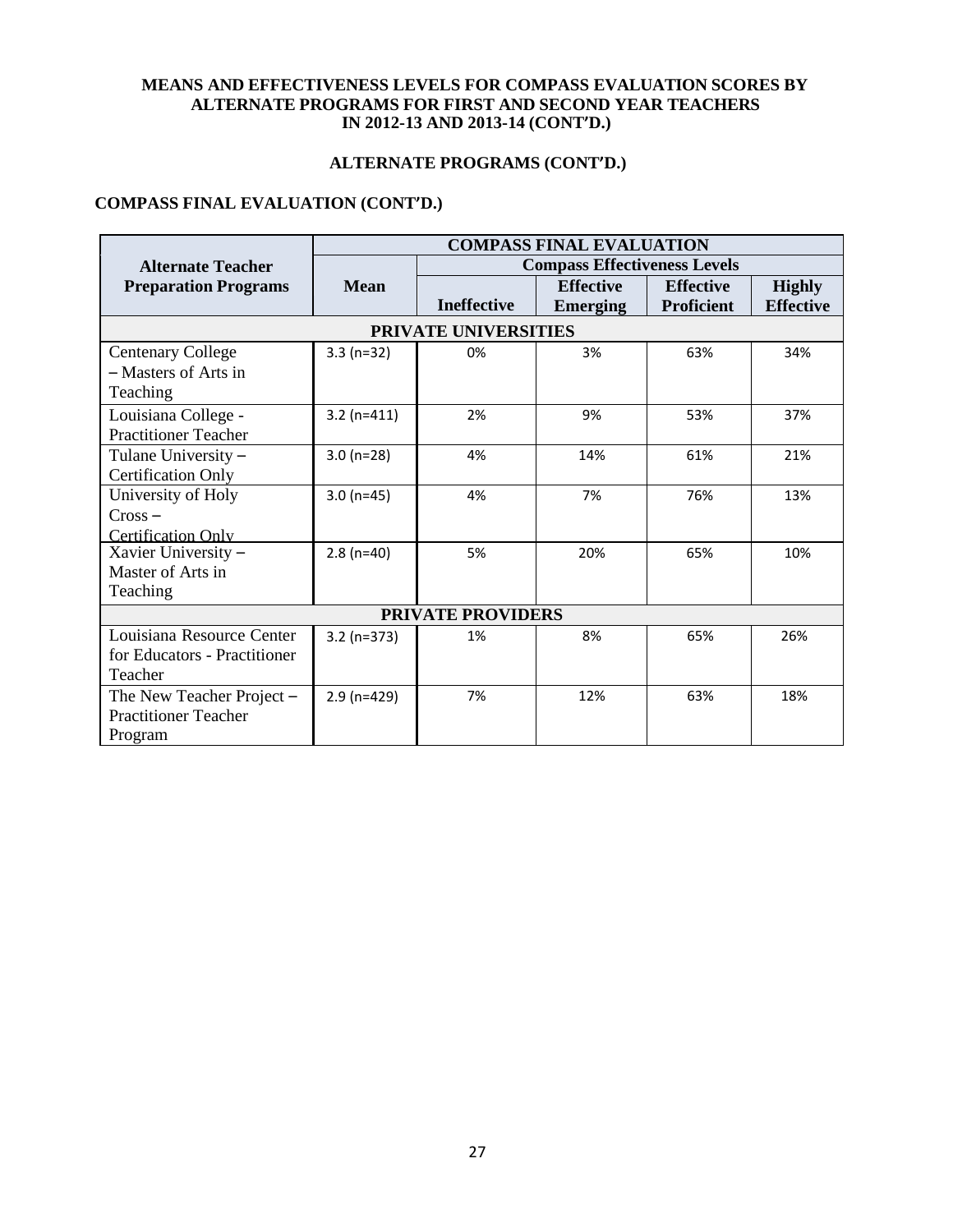**MEANS AND EFFECTIVENESS LEVELS FOR COMPASS EVALUATION SCORES BY ALTERNATE PROGRAMS FOR FIRST AND SECOND YEAR TEACHERS IN 2012-13 AND 2013-14 (CONT'D.)**

**ALTERNATE PROGRAMS (CONT'D.)**

**COMPASS FINAL EVALUATION (CONT'D.)**

| Alternate Teacher Preparation Programs | COMPASS FINAL EVALUATION | | | | |
|---|---|---|---|---|---|
| | Mean | Compass Effectiveness Levels | | | |
| | | Ineffective | Effective Emerging | Effective Proficient | Highly Effective |
| **PRIVATE UNIVERSITIES** | | | | | |
| Centenary College – Masters of Arts in Teaching | 3.3 (n=32) | 0% | 3% | 63% | 34% |
| Louisiana College - Practitioner Teacher | 3.2 (n=411) | 2% | 9% | 53% | 37% |
| Tulane University – Certification Only | 3.0 (n=28) | 4% | 14% | 61% | 21% |
| University of Holy Cross – Certification Only | 3.0 (n=45) | 4% | 7% | 76% | 13% |
| Xavier University – Master of Arts in Teaching | 2.8 (n=40) | 5% | 20% | 65% | 10% |
| **PRIVATE PROVIDERS** | | | | | |
| Louisiana Resource Center for Educators - Practitioner Teacher | 3.2 (n=373) | 1% | 8% | 65% | 26% |
| The New Teacher Project – Practitioner Teacher Program | 2.9 (n=429) | 7% | 12% | 63% | 18% |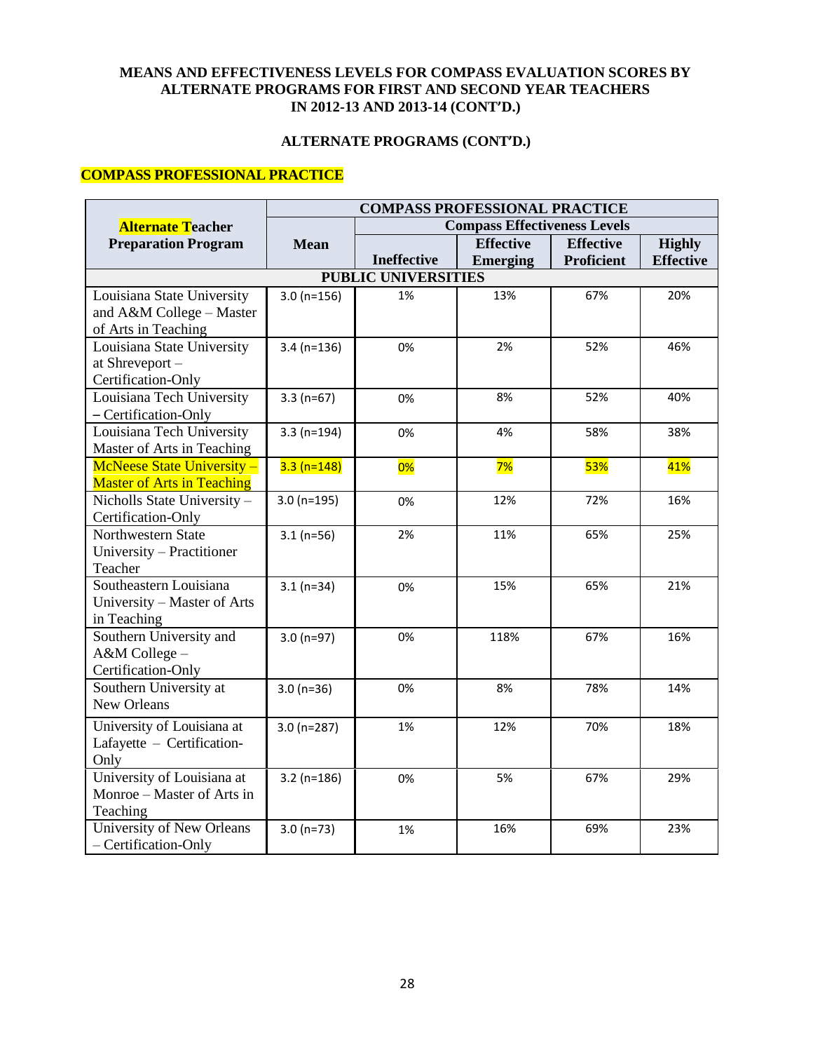**MEANS AND EFFECTIVENESS LEVELS FOR COMPASS EVALUATION SCORES BY ALTERNATE PROGRAMS FOR FIRST AND SECOND YEAR TEACHERS IN 2012-13 AND 2013-14 (CONT'D.)**

**ALTERNATE PROGRAMS (CONT'D.)**

## COMPASS PROFESSIONAL PRACTICE

| Alternate Teacher Preparation Program | COMPASS PROFESSIONAL PRACTICE | | | | |
|---|---|---|---|---|---|
| | Mean | Compass Effectiveness Levels | | | |
| | | Ineffective | Effective Emerging | Effective Proficient | Highly Effective |
| **PUBLIC UNIVERSITIES** | | | | | |
| Louisiana State University and A&M College – Master of Arts in Teaching | 3.0 (n=156) | 1% | 13% | 67% | 20% |
| Louisiana State University at Shreveport – Certification-Only | 3.4 (n=136) | 0% | 2% | 52% | 46% |
| Louisiana Tech University – Certification-Only | 3.3 (n=67) | 0% | 8% | 52% | 40% |
| Louisiana Tech University Master of Arts in Teaching | 3.3 (n=194) | 0% | 4% | 58% | 38% |
| McNeese State University – Master of Arts in Teaching | 3.3 (n=148) | 0% | 7% | 53% | 41% |
| Nicholls State University – Certification-Only | 3.0 (n=195) | 0% | 12% | 72% | 16% |
| Northwestern State University – Practitioner Teacher | 3.1 (n=56) | 2% | 11% | 65% | 25% |
| Southeastern Louisiana University – Master of Arts in Teaching | 3.1 (n=34) | 0% | 15% | 65% | 21% |
| Southern University and A&M College – Certification-Only | 3.0 (n=97) | 0% | 118% | 67% | 16% |
| Southern University at New Orleans | 3.0 (n=36) | 0% | 8% | 78% | 14% |
| University of Louisiana at Lafayette – Certification-Only | 3.0 (n=287) | 1% | 12% | 70% | 18% |
| University of Louisiana at Monroe – Master of Arts in Teaching | 3.2 (n=186) | 0% | 5% | 67% | 29% |
| University of New Orleans – Certification-Only | 3.0 (n=73) | 1% | 16% | 69% | 23% |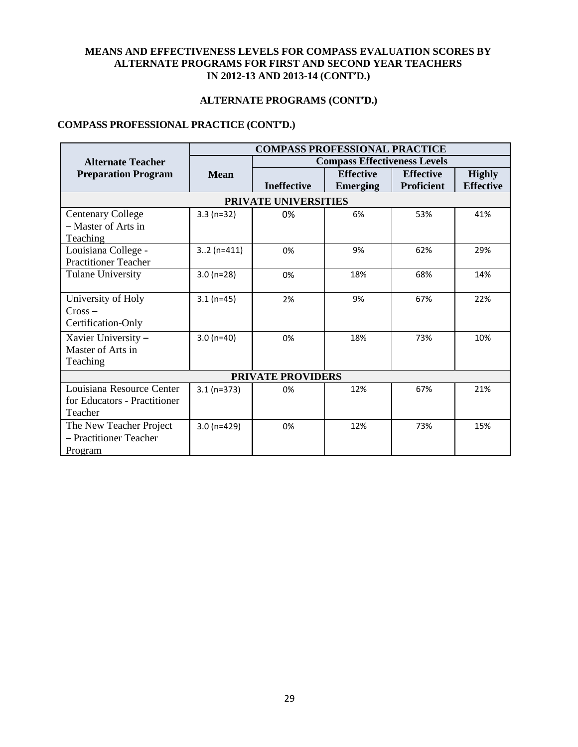**MEANS AND EFFECTIVENESS LEVELS FOR COMPASS EVALUATION SCORES BY ALTERNATE PROGRAMS FOR FIRST AND SECOND YEAR TEACHERS IN 2012-13 AND 2013-14 (CONT'D.)**

**ALTERNATE PROGRAMS (CONT'D.)**

**COMPASS PROFESSIONAL PRACTICE (CONT'D.)**

| Alternate Teacher Preparation Program | COMPASS PROFESSIONAL PRACTICE | | | | |
|---|---|---|---|---|---|
| | Mean | Compass Effectiveness Levels | | | |
| | | Ineffective | Effective Emerging | Effective Proficient | Highly Effective |
| **PRIVATE UNIVERSITIES** | | | | | |
| Centenary College – Master of Arts in Teaching | 3.3 (n=32) | 0% | 6% | 53% | 41% |
| Louisiana College - Practitioner Teacher | 3..2 (n=411) | 0% | 9% | 62% | 29% |
| Tulane University | 3.0 (n=28) | 0% | 18% | 68% | 14% |
| University of Holy Cross – Certification-Only | 3.1 (n=45) | 2% | 9% | 67% | 22% |
| Xavier University – Master of Arts in Teaching | 3.0 (n=40) | 0% | 18% | 73% | 10% |
| **PRIVATE PROVIDERS** | | | | | |
| Louisiana Resource Center for Educators - Practitioner Teacher | 3.1 (n=373) | 0% | 12% | 67% | 21% |
| The New Teacher Project – Practitioner Teacher Program | 3.0 (n=429) | 0% | 12% | 73% | 15% |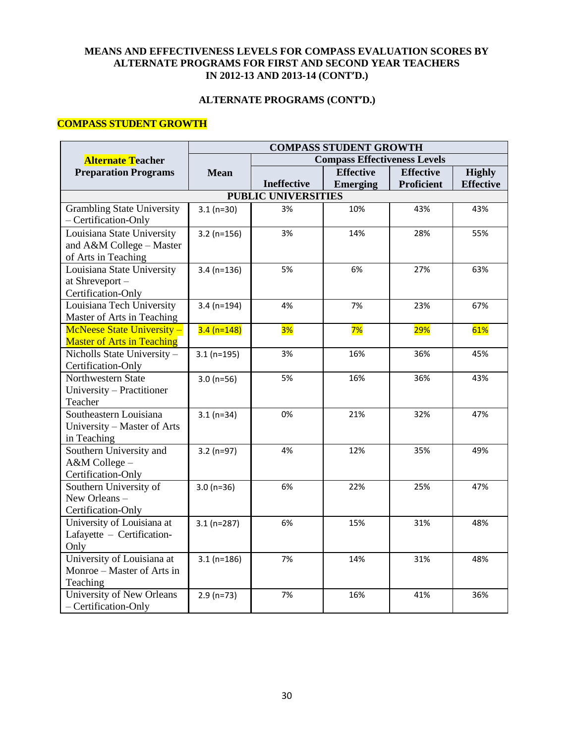**MEANS AND EFFECTIVENESS LEVELS FOR COMPASS EVALUATION SCORES BY ALTERNATE PROGRAMS FOR FIRST AND SECOND YEAR TEACHERS IN 2012-13 AND 2013-14 (CONT'D.)**

**ALTERNATE PROGRAMS (CONT'D.)**

**COMPASS STUDENT GROWTH**

| Alternate Teacher Preparation Programs | COMPASS STUDENT GROWTH | | | | |
|---|---|---|---|---|---|
| | | Compass Effectiveness Levels | | | |
| | Mean | Ineffective | Effective Emerging | Effective Proficient | Highly Effective |
| **PUBLIC UNIVERSITIES** | | | | | |
| Grambling State University – Certification-Only | 3.1 (n=30) | 3% | 10% | 43% | 43% |
| Louisiana State University and A&M College – Master of Arts in Teaching | 3.2 (n=156) | 3% | 14% | 28% | 55% |
| Louisiana State University at Shreveport – Certification-Only | 3.4 (n=136) | 5% | 6% | 27% | 63% |
| Louisiana Tech University Master of Arts in Teaching | 3.4 (n=194) | 4% | 7% | 23% | 67% |
| McNeese State University – Master of Arts in Teaching | 3.4 (n=148) | 3% | 7% | 29% | 61% |
| Nicholls State University – Certification-Only | 3.1 (n=195) | 3% | 16% | 36% | 45% |
| Northwestern State University – Practitioner Teacher | 3.0 (n=56) | 5% | 16% | 36% | 43% |
| Southeastern Louisiana University – Master of Arts in Teaching | 3.1 (n=34) | 0% | 21% | 32% | 47% |
| Southern University and A&M College – Certification-Only | 3.2 (n=97) | 4% | 12% | 35% | 49% |
| Southern University of New Orleans – Certification-Only | 3.0 (n=36) | 6% | 22% | 25% | 47% |
| University of Louisiana at Lafayette – Certification-Only | 3.1 (n=287) | 6% | 15% | 31% | 48% |
| University of Louisiana at Monroe – Master of Arts in Teaching | 3.1 (n=186) | 7% | 14% | 31% | 48% |
| University of New Orleans – Certification-Only | 2.9 (n=73) | 7% | 16% | 41% | 36% |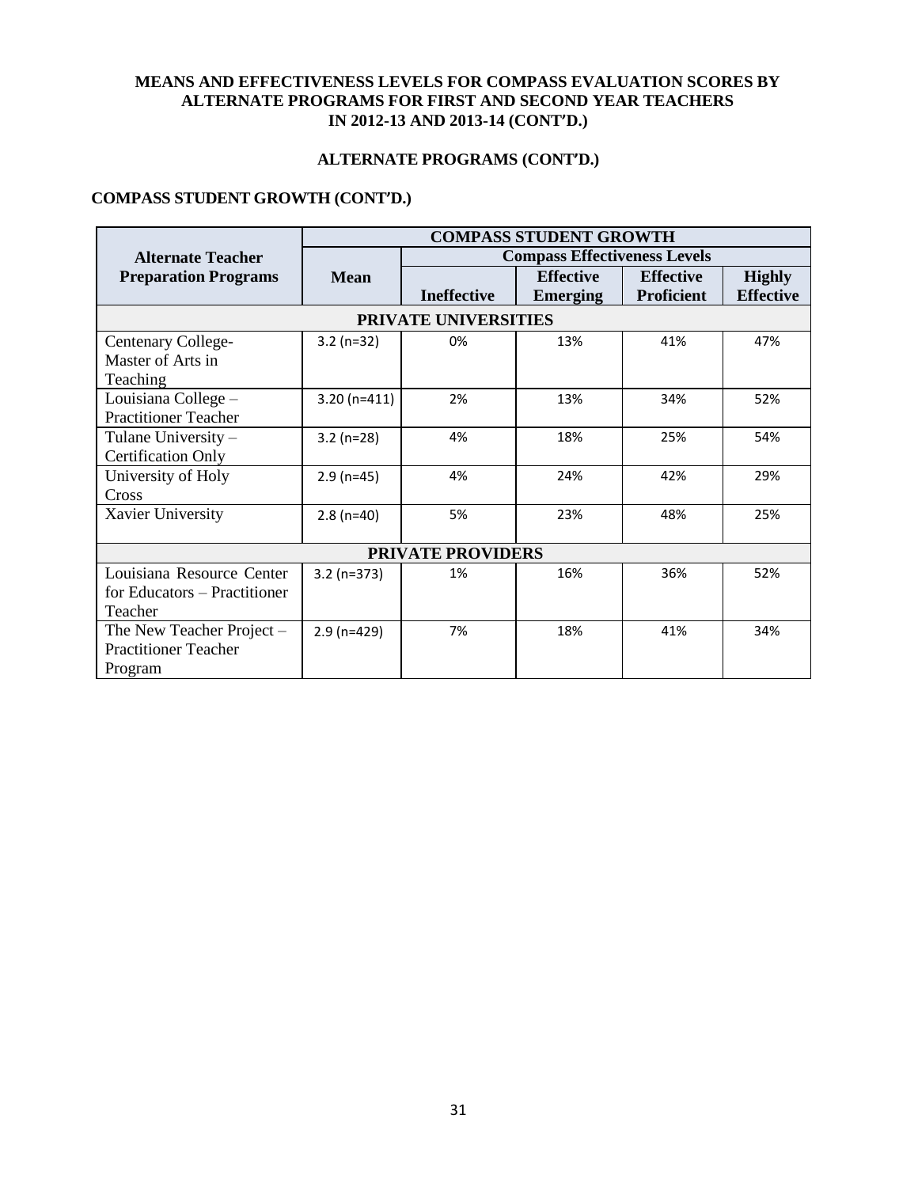**MEANS AND EFFECTIVENESS LEVELS FOR COMPASS EVALUATION SCORES BY ALTERNATE PROGRAMS FOR FIRST AND SECOND YEAR TEACHERS IN 2012-13 AND 2013-14 (CONT'D.)**

**ALTERNATE PROGRAMS (CONT'D.)**

**COMPASS STUDENT GROWTH (CONT'D.)**

| Alternate Teacher Preparation Programs | COMPASS STUDENT GROWTH | | | | |
|---|---|---|---|---|---|
| | Mean | Compass Effectiveness Levels | | | |
| | | Ineffective | Effective Emerging | Effective Proficient | Highly Effective |
| **PRIVATE UNIVERSITIES** | | | | | |
| Centenary College-Master of Arts in Teaching | 3.2 (n=32) | 0% | 13% | 41% | 47% |
| Louisiana College – Practitioner Teacher | 3.20 (n=411) | 2% | 13% | 34% | 52% |
| Tulane University – Certification Only | 3.2 (n=28) | 4% | 18% | 25% | 54% |
| University of Holy Cross | 2.9 (n=45) | 4% | 24% | 42% | 29% |
| Xavier University | 2.8 (n=40) | 5% | 23% | 48% | 25% |
| **PRIVATE PROVIDERS** | | | | | |
| Louisiana Resource Center for Educators – Practitioner Teacher | 3.2 (n=373) | 1% | 16% | 36% | 52% |
| The New Teacher Project – Practitioner Teacher Program | 2.9 (n=429) | 7% | 18% | 41% | 34% |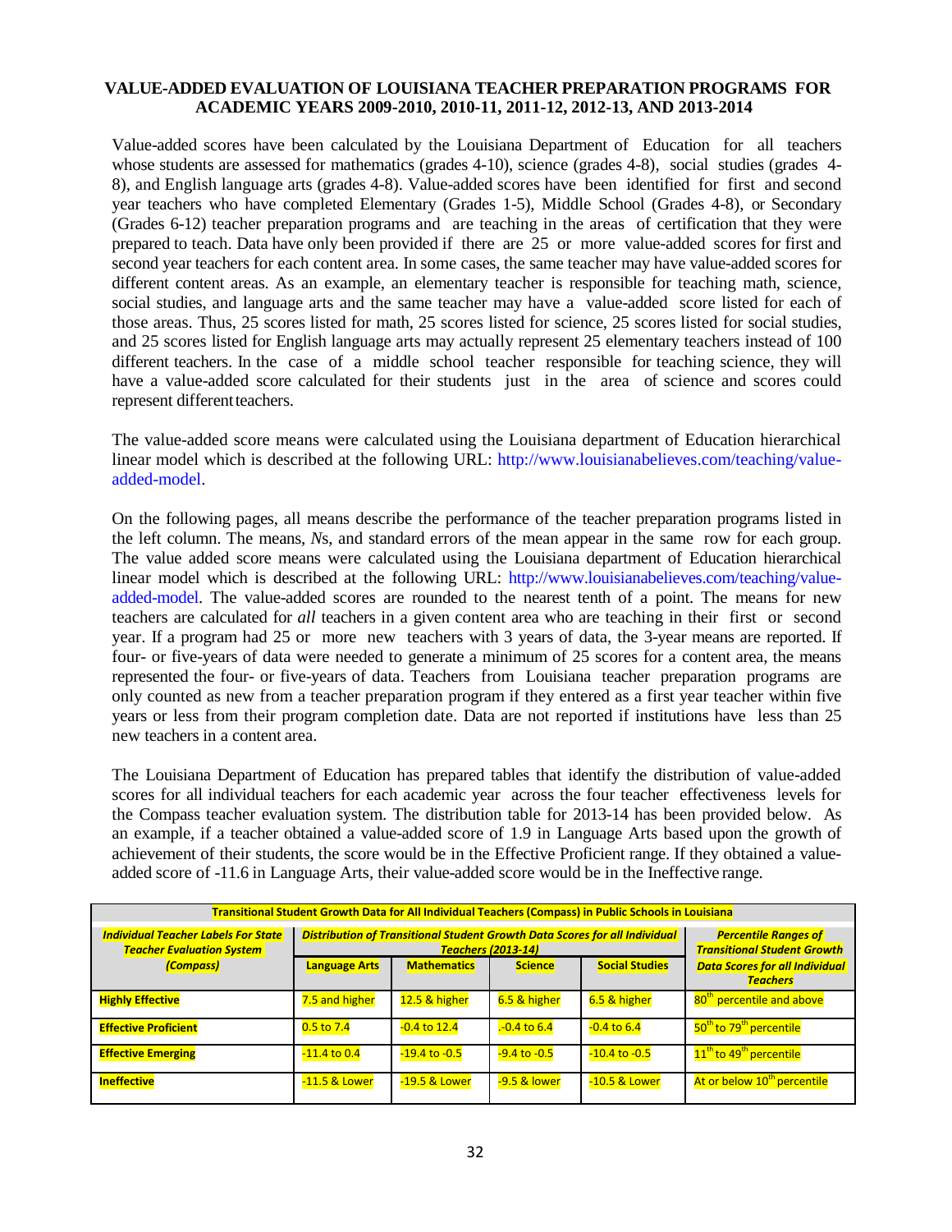## VALUE-ADDED EVALUATION OF LOUISIANA TEACHER PREPARATION PROGRAMS FOR ACADEMIC YEARS 2009-2010, 2010-11, 2011-12, 2012-13, AND 2013-2014

Value-added scores have been calculated by the Louisiana Department of Education for all teachers whose students are assessed for mathematics (grades 4-10), science (grades 4-8), social studies (grades 4-8), and English language arts (grades 4-8). Value-added scores have been identified for first and second year teachers who have completed Elementary (Grades 1-5), Middle School (Grades 4-8), or Secondary (Grades 6-12) teacher preparation programs and are teaching in the areas of certification that they were prepared to teach. Data have only been provided if there are 25 or more value-added scores for first and second year teachers for each content area. In some cases, the same teacher may have value-added scores for different content areas. As an example, an elementary teacher is responsible for teaching math, science, social studies, and language arts and the same teacher may have a value-added score listed for each of those areas. Thus, 25 scores listed for math, 25 scores listed for science, 25 scores listed for social studies, and 25 scores listed for English language arts may actually represent 25 elementary teachers instead of 100 different teachers. In the case of a middle school teacher responsible for teaching science, they will have a value-added score calculated for their students just in the area of science and scores could represent different teachers.

The value-added score means were calculated using the Louisiana department of Education hierarchical linear model which is described at the following URL: http://www.louisianabelieves.com/teaching/value-added-model.

On the following pages, all means describe the performance of the teacher preparation programs listed in the left column. The means, *N*s, and standard errors of the mean appear in the same row for each group. The value added score means were calculated using the Louisiana department of Education hierarchical linear model which is described at the following URL: http://www.louisianabelieves.com/teaching/value-added-model. The value-added scores are rounded to the nearest tenth of a point. The means for new teachers are calculated for *all* teachers in a given content area who are teaching in their first or second year. If a program had 25 or more new teachers with 3 years of data, the 3-year means are reported. If four- or five-years of data were needed to generate a minimum of 25 scores for a content area, the means represented the four- or five-years of data. Teachers from Louisiana teacher preparation programs are only counted as new from a teacher preparation program if they entered as a first year teacher within five years or less from their program completion date. Data are not reported if institutions have less than 25 new teachers in a content area.

The Louisiana Department of Education has prepared tables that identify the distribution of value-added scores for all individual teachers for each academic year across the four teacher effectiveness levels for the Compass teacher evaluation system. The distribution table for 2013-14 has been provided below. As an example, if a teacher obtained a value-added score of 1.9 in Language Arts based upon the growth of achievement of their students, the score would be in the Effective Proficient range. If they obtained a value-added score of -11.6 in Language Arts, their value-added score would be in the Ineffective range.

**Transitional Student Growth Data for All Individual Teachers (Compass) in Public Schools in Louisiana**

| ***Individual Teacher Labels For State Teacher Evaluation System (Compass)*** | ***Distribution of Transitional Student Growth Data Scores for all Individual Teachers (2013-14)*** | | | | ***Percentile Ranges of Transitional Student Growth Data Scores for all Individual Teachers*** |
|---|---|---|---|---|---|
| | **Language Arts** | **Mathematics** | **Science** | **Social Studies** | |
| **Highly Effective** | 7.5 and higher | 12.5 & higher | 6.5 & higher | 6.5 & higher | 80th percentile and above |
| **Effective Proficient** | 0.5 to 7.4 | -0.4 to 12.4 | .-0.4 to 6.4 | -0.4 to 6.4 | 50th to 79th percentile |
| **Effective Emerging** | -11.4 to 0.4 | -19.4 to -0.5 | -9.4 to -0.5 | -10.4 to -0.5 | 11th to 49th percentile |
| **Ineffective** | -11.5 & Lower | -19.5 & Lower | -9.5 & lower | -10.5 & Lower | At or below 10th percentile |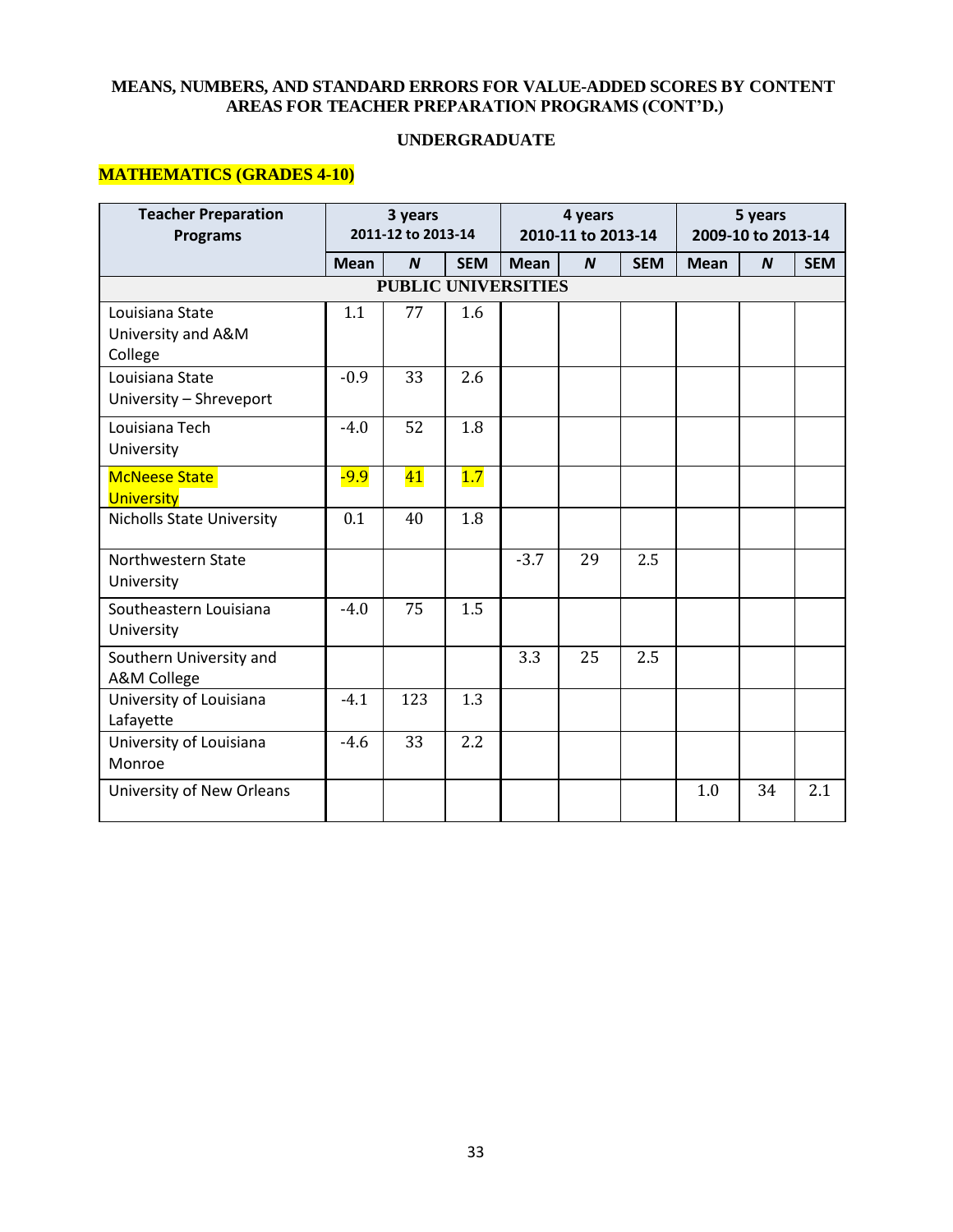**MEANS, NUMBERS, AND STANDARD ERRORS FOR VALUE-ADDED SCORES BY CONTENT AREAS FOR TEACHER PREPARATION PROGRAMS (CONT'D.)**

**UNDERGRADUATE**

**MATHEMATICS (GRADES 4-10)**

| Teacher Preparation Programs | 3 years 2011-12 to 2013-14 | | | 4 years 2010-11 to 2013-14 | | | 5 years 2009-10 to 2013-14 | | |
|---|---|---|---|---|---|---|---|---|---|
| | Mean | *N* | SEM | Mean | *N* | SEM | Mean | *N* | SEM |
| **PUBLIC UNIVERSITIES** | | | | | | | | | |
| Louisiana State University and A&M College | 1.1 | 77 | 1.6 | | | | | | |
| Louisiana State University – Shreveport | -0.9 | 33 | 2.6 | | | | | | |
| Louisiana Tech University | -4.0 | 52 | 1.8 | | | | | | |
| McNeese State University | -9.9 | 41 | 1.7 | | | | | | |
| Nicholls State University | 0.1 | 40 | 1.8 | | | | | | |
| Northwestern State University | | | | -3.7 | 29 | 2.5 | | | |
| Southeastern Louisiana University | -4.0 | 75 | 1.5 | | | | | | |
| Southern University and A&M College | | | | 3.3 | 25 | 2.5 | | | |
| University of Louisiana Lafayette | -4.1 | 123 | 1.3 | | | | | | |
| University of Louisiana Monroe | -4.6 | 33 | 2.2 | | | | | | |
| University of New Orleans | | | | | | | 1.0 | 34 | 2.1 |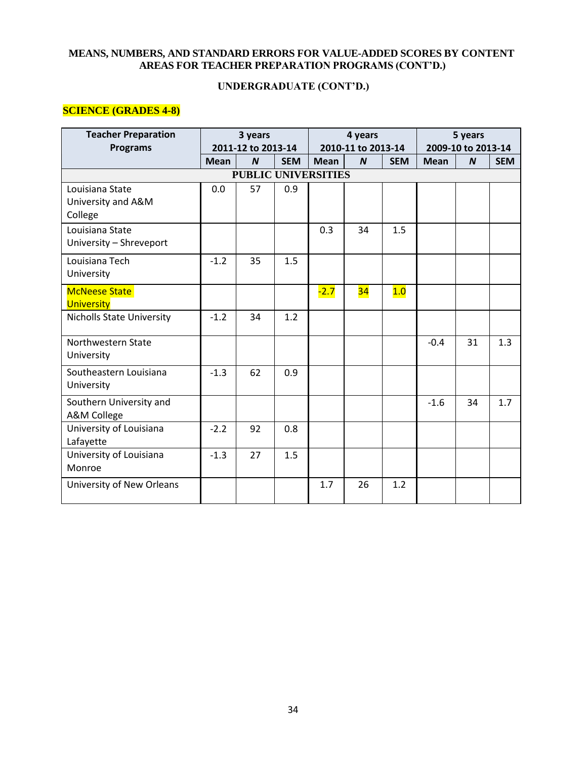**MEANS, NUMBERS, AND STANDARD ERRORS FOR VALUE-ADDED SCORES BY CONTENT AREAS FOR TEACHER PREPARATION PROGRAMS (CONT'D.)**

**UNDERGRADUATE (CONT'D.)**

**SCIENCE (GRADES 4-8)**

| Teacher Preparation Programs | 3 years 2011-12 to 2013-14 | | | 4 years 2010-11 to 2013-14 | | | 5 years 2009-10 to 2013-14 | | |
|---|---|---|---|---|---|---|---|---|---|
| | Mean | *N* | SEM | Mean | *N* | SEM | Mean | *N* | SEM |
| **PUBLIC UNIVERSITIES** | | | | | | | | | |
| Louisiana State University and A&M College | 0.0 | 57 | 0.9 | | | | | | |
| Louisiana State University – Shreveport | | | | 0.3 | 34 | 1.5 | | | |
| Louisiana Tech University | -1.2 | 35 | 1.5 | | | | | | |
| McNeese State University | | | | -2.7 | 34 | 1.0 | | | |
| Nicholls State University | -1.2 | 34 | 1.2 | | | | | | |
| Northwestern State University | | | | | | | -0.4 | 31 | 1.3 |
| Southeastern Louisiana University | -1.3 | 62 | 0.9 | | | | | | |
| Southern University and A&M College | | | | | | | -1.6 | 34 | 1.7 |
| University of Louisiana Lafayette | -2.2 | 92 | 0.8 | | | | | | |
| University of Louisiana Monroe | -1.3 | 27 | 1.5 | | | | | | |
| University of New Orleans | | | | 1.7 | 26 | 1.2 | | | |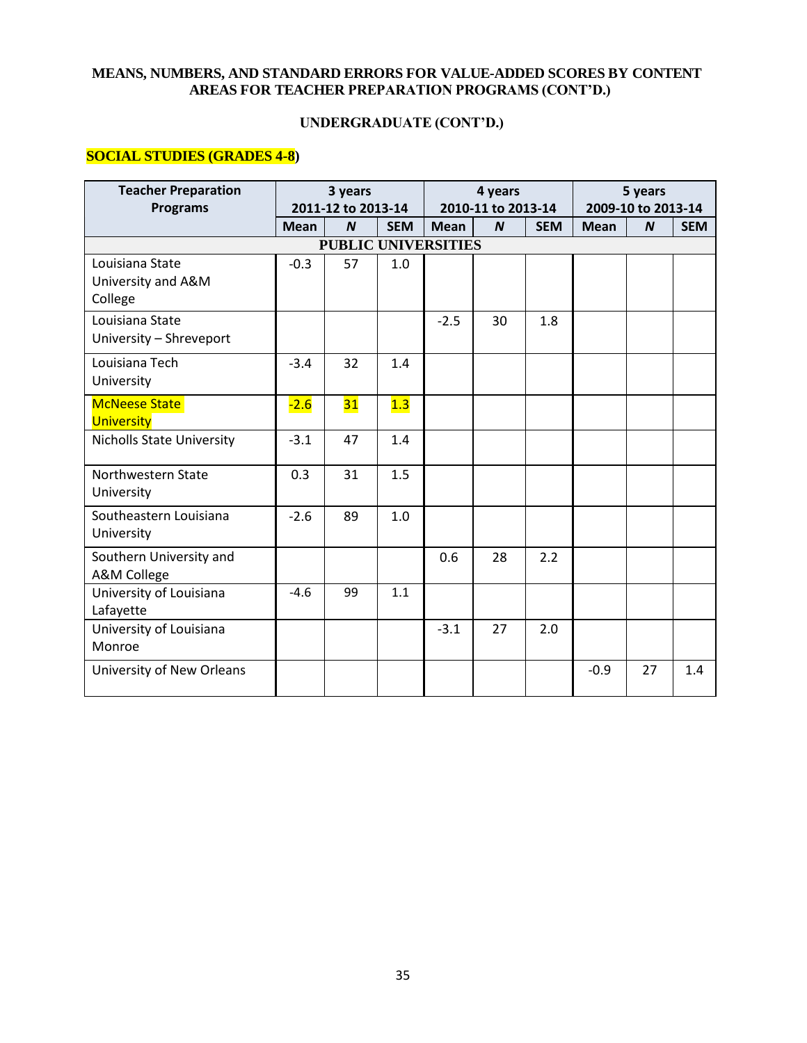**MEANS, NUMBERS, AND STANDARD ERRORS FOR VALUE-ADDED SCORES BY CONTENT AREAS FOR TEACHER PREPARATION PROGRAMS (CONT'D.)**

**UNDERGRADUATE (CONT'D.)**

**SOCIAL STUDIES (GRADES 4-8)**

| Teacher Preparation Programs | 3 years 2011-12 to 2013-14 | | | 4 years 2010-11 to 2013-14 | | | 5 years 2009-10 to 2013-14 | | |
|---|---|---|---|---|---|---|---|---|---|
| | Mean | *N* | SEM | Mean | *N* | SEM | Mean | *N* | SEM |
| **PUBLIC UNIVERSITIES** | | | | | | | | | |
| Louisiana State University and A&M College | -0.3 | 57 | 1.0 | | | | | | |
| Louisiana State University – Shreveport | | | | -2.5 | 30 | 1.8 | | | |
| Louisiana Tech University | -3.4 | 32 | 1.4 | | | | | | |
| McNeese State University | -2.6 | 31 | 1.3 | | | | | | |
| Nicholls State University | -3.1 | 47 | 1.4 | | | | | | |
| Northwestern State University | 0.3 | 31 | 1.5 | | | | | | |
| Southeastern Louisiana University | -2.6 | 89 | 1.0 | | | | | | |
| Southern University and A&M College | | | | 0.6 | 28 | 2.2 | | | |
| University of Louisiana Lafayette | -4.6 | 99 | 1.1 | | | | | | |
| University of Louisiana Monroe | | | | -3.1 | 27 | 2.0 | | | |
| University of New Orleans | | | | | | | -0.9 | 27 | 1.4 |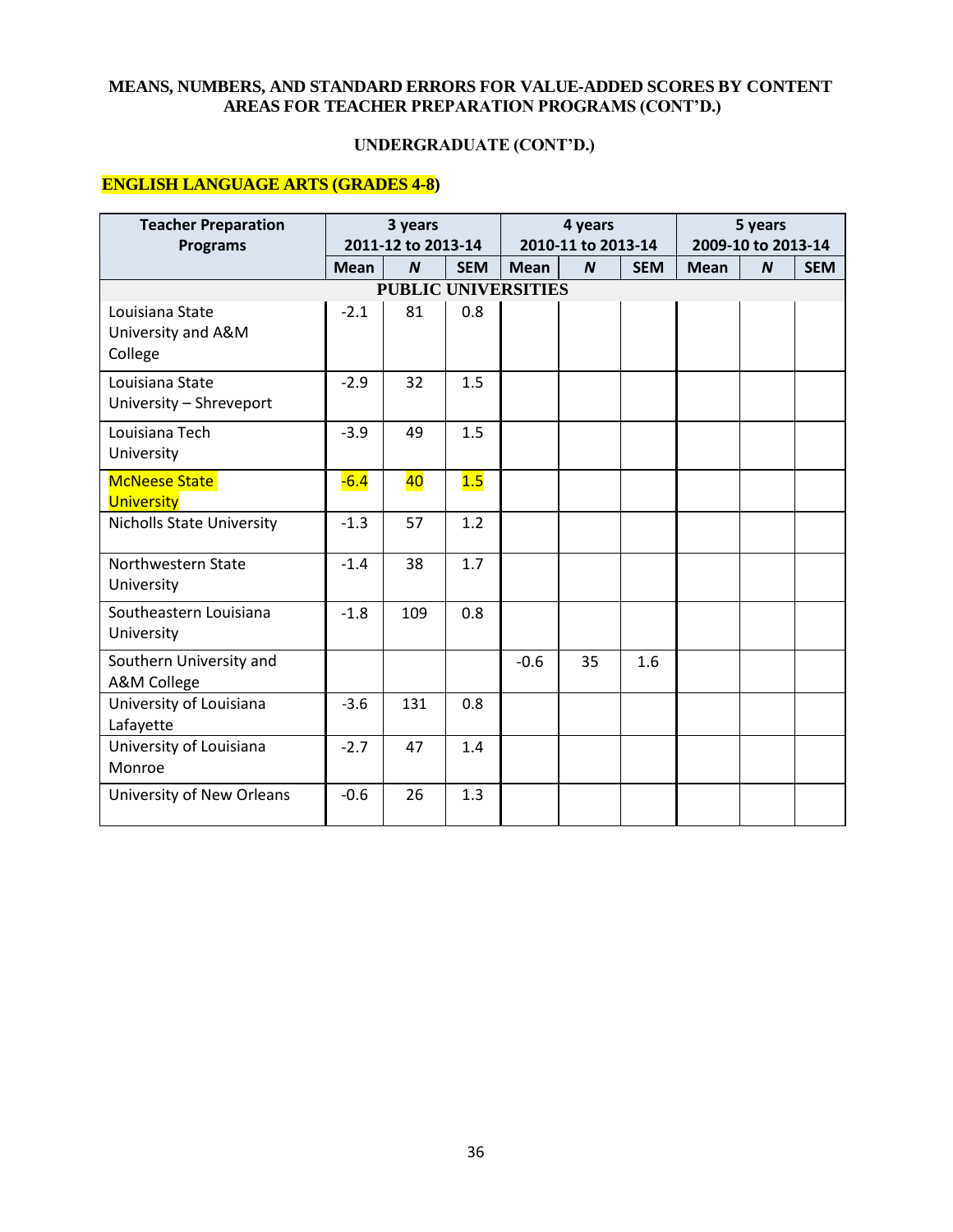**MEANS, NUMBERS, AND STANDARD ERRORS FOR VALUE-ADDED SCORES BY CONTENT AREAS FOR TEACHER PREPARATION PROGRAMS (CONT'D.)**

**UNDERGRADUATE (CONT'D.)**

**ENGLISH LANGUAGE ARTS (GRADES 4-8)**

| Teacher Preparation Programs | 3 years 2011-12 to 2013-14 | | | 4 years 2010-11 to 2013-14 | | | 5 years 2009-10 to 2013-14 | | |
|---|---|---|---|---|---|---|---|---|---|
| | Mean | *N* | SEM | Mean | *N* | SEM | Mean | *N* | SEM |
| **PUBLIC UNIVERSITIES** | | | | | | | | | |
| Louisiana State University and A&M College | -2.1 | 81 | 0.8 | | | | | | |
| Louisiana State University – Shreveport | -2.9 | 32 | 1.5 | | | | | | |
| Louisiana Tech University | -3.9 | 49 | 1.5 | | | | | | |
| McNeese State University | -6.4 | 40 | 1.5 | | | | | | |
| Nicholls State University | -1.3 | 57 | 1.2 | | | | | | |
| Northwestern State University | -1.4 | 38 | 1.7 | | | | | | |
| Southeastern Louisiana University | -1.8 | 109 | 0.8 | | | | | | |
| Southern University and A&M College | | | | -0.6 | 35 | 1.6 | | | |
| University of Louisiana Lafayette | -3.6 | 131 | 0.8 | | | | | | |
| University of Louisiana Monroe | -2.7 | 47 | 1.4 | | | | | | |
| University of New Orleans | -0.6 | 26 | 1.3 | | | | | | |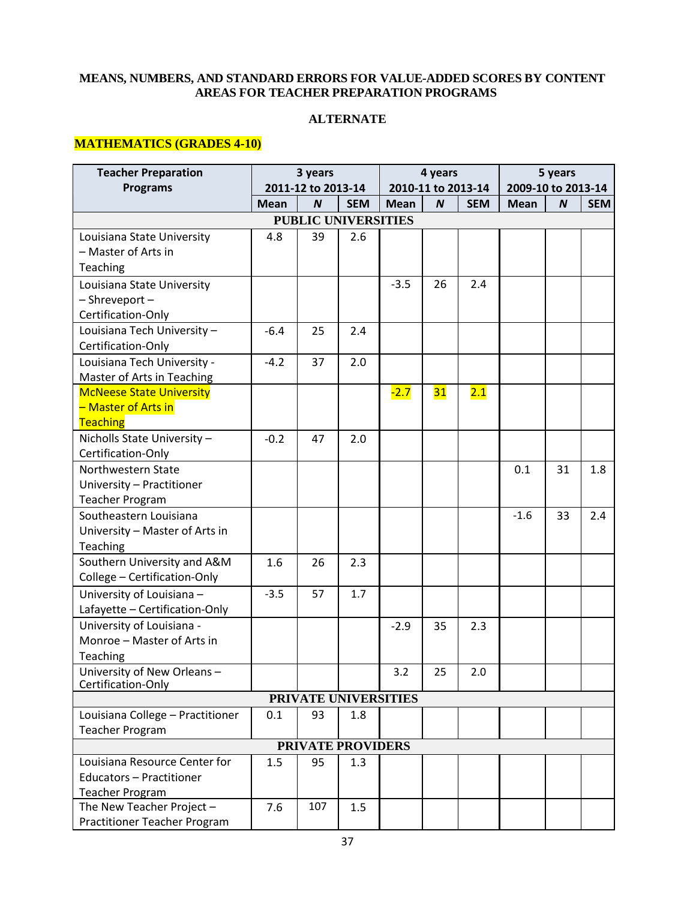**MEANS, NUMBERS, AND STANDARD ERRORS FOR VALUE-ADDED SCORES BY CONTENT AREAS FOR TEACHER PREPARATION PROGRAMS**

**ALTERNATE**

**MATHEMATICS (GRADES 4-10)**

| Teacher Preparation Programs | 3 years 2011-12 to 2013-14 | | | 4 years 2010-11 to 2013-14 | | | 5 years 2009-10 to 2013-14 | | |
|---|---|---|---|---|---|---|---|---|---|
| | Mean | *N* | SEM | Mean | *N* | SEM | Mean | *N* | SEM |
| **PUBLIC UNIVERSITIES** | | | | | | | | | |
| Louisiana State University – Master of Arts in Teaching | 4.8 | 39 | 2.6 | | | | | | |
| Louisiana State University – Shreveport – Certification-Only | | | | -3.5 | 26 | 2.4 | | | |
| Louisiana Tech University – Certification-Only | -6.4 | 25 | 2.4 | | | | | | |
| Louisiana Tech University - Master of Arts in Teaching | -4.2 | 37 | 2.0 | | | | | | |
| McNeese State University – Master of Arts in Teaching | | | | -2.7 | 31 | 2.1 | | | |
| Nicholls State University – Certification-Only | -0.2 | 47 | 2.0 | | | | | | |
| Northwestern State University – Practitioner Teacher Program | | | | | | | 0.1 | 31 | 1.8 |
| Southeastern Louisiana University – Master of Arts in Teaching | | | | | | | -1.6 | 33 | 2.4 |
| Southern University and A&M College – Certification-Only | 1.6 | 26 | 2.3 | | | | | | |
| University of Louisiana – Lafayette – Certification-Only | -3.5 | 57 | 1.7 | | | | | | |
| University of Louisiana - Monroe – Master of Arts in Teaching | | | | -2.9 | 35 | 2.3 | | | |
| University of New Orleans – Certification-Only | | | | 3.2 | 25 | 2.0 | | | |
| **PRIVATE UNIVERSITIES** | | | | | | | | | |
| Louisiana College – Practitioner Teacher Program | 0.1 | 93 | 1.8 | | | | | | |
| **PRIVATE PROVIDERS** | | | | | | | | | |
| Louisiana Resource Center for Educators – Practitioner Teacher Program | 1.5 | 95 | 1.3 | | | | | | |
| The New Teacher Project – Practitioner Teacher Program | 7.6 | 107 | 1.5 | | | | | | |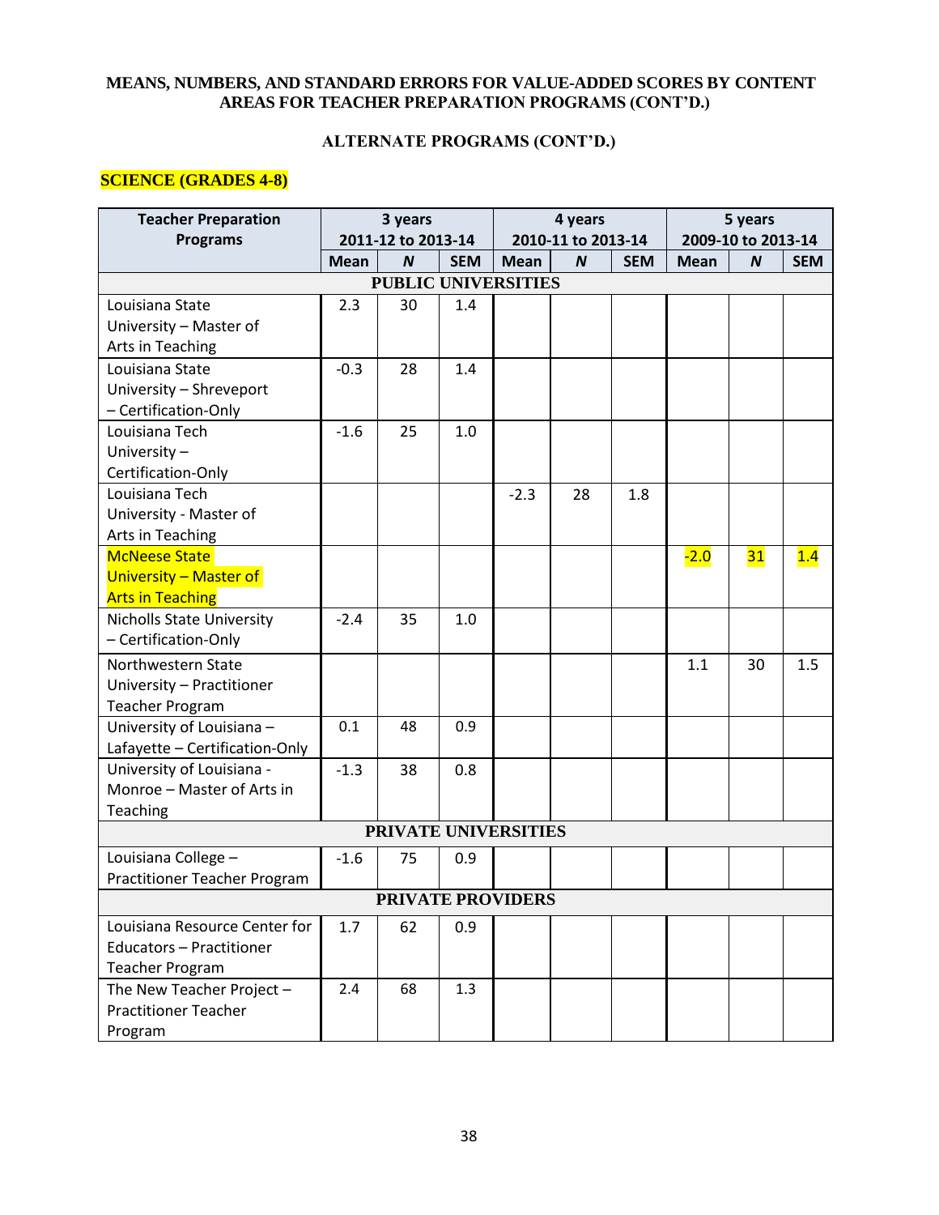**MEANS, NUMBERS, AND STANDARD ERRORS FOR VALUE-ADDED SCORES BY CONTENT AREAS FOR TEACHER PREPARATION PROGRAMS (CONT'D.)**

**ALTERNATE PROGRAMS (CONT'D.)**

**SCIENCE (GRADES 4-8)**

| Teacher Preparation Programs | 3 years 2011-12 to 2013-14 | | | 4 years 2010-11 to 2013-14 | | | 5 years 2009-10 to 2013-14 | | |
|---|---|---|---|---|---|---|---|---|---|
| | Mean | N | SEM | Mean | N | SEM | Mean | N | SEM |
| **PUBLIC UNIVERSITIES** | | | | | | | | | |
| Louisiana State University – Master of Arts in Teaching | 2.3 | 30 | 1.4 | | | | | | |
| Louisiana State University – Shreveport – Certification-Only | -0.3 | 28 | 1.4 | | | | | | |
| Louisiana Tech University – Certification-Only | -1.6 | 25 | 1.0 | | | | | | |
| Louisiana Tech University - Master of Arts in Teaching | | | | -2.3 | 28 | 1.8 | | | |
| McNeese State University – Master of Arts in Teaching | | | | | | | -2.0 | 31 | 1.4 |
| Nicholls State University – Certification-Only | -2.4 | 35 | 1.0 | | | | | | |
| Northwestern State University – Practitioner Teacher Program | | | | | | | 1.1 | 30 | 1.5 |
| University of Louisiana – Lafayette – Certification-Only | 0.1 | 48 | 0.9 | | | | | | |
| University of Louisiana - Monroe – Master of Arts in Teaching | -1.3 | 38 | 0.8 | | | | | | |
| **PRIVATE UNIVERSITIES** | | | | | | | | | |
| Louisiana College – Practitioner Teacher Program | -1.6 | 75 | 0.9 | | | | | | |
| **PRIVATE PROVIDERS** | | | | | | | | | |
| Louisiana Resource Center for Educators – Practitioner Teacher Program | 1.7 | 62 | 0.9 | | | | | | |
| The New Teacher Project – Practitioner Teacher Program | 2.4 | 68 | 1.3 | | | | | | |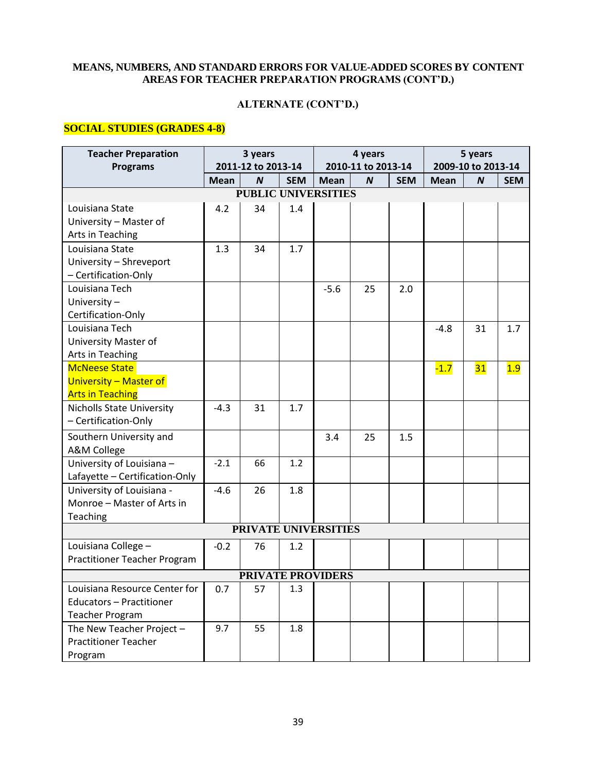**MEANS, NUMBERS, AND STANDARD ERRORS FOR VALUE-ADDED SCORES BY CONTENT AREAS FOR TEACHER PREPARATION PROGRAMS (CONT'D.)**

**ALTERNATE (CONT'D.)**

**SOCIAL STUDIES (GRADES 4-8)**

| Teacher Preparation Programs | 3 years 2011-12 to 2013-14 | | | 4 years 2010-11 to 2013-14 | | | 5 years 2009-10 to 2013-14 | | |
|---|---|---|---|---|---|---|---|---|---|
| | Mean | N | SEM | Mean | N | SEM | Mean | N | SEM |
| **PUBLIC UNIVERSITIES** | | | | | | | | | |
| Louisiana State University – Master of Arts in Teaching | 4.2 | 34 | 1.4 | | | | | | |
| Louisiana State University – Shreveport – Certification-Only | 1.3 | 34 | 1.7 | | | | | | |
| Louisiana Tech University – Certification-Only | | | | -5.6 | 25 | 2.0 | | | |
| Louisiana Tech University Master of Arts in Teaching | | | | | | | -4.8 | 31 | 1.7 |
| McNeese State University – Master of Arts in Teaching | | | | | | | -1.7 | 31 | 1.9 |
| Nicholls State University – Certification-Only | -4.3 | 31 | 1.7 | | | | | | |
| Southern University and A&M College | | | | 3.4 | 25 | 1.5 | | | |
| University of Louisiana – Lafayette – Certification-Only | -2.1 | 66 | 1.2 | | | | | | |
| University of Louisiana - Monroe – Master of Arts in Teaching | -4.6 | 26 | 1.8 | | | | | | |
| **PRIVATE UNIVERSITIES** | | | | | | | | | |
| Louisiana College – Practitioner Teacher Program | -0.2 | 76 | 1.2 | | | | | | |
| **PRIVATE PROVIDERS** | | | | | | | | | |
| Louisiana Resource Center for Educators – Practitioner Teacher Program | 0.7 | 57 | 1.3 | | | | | | |
| The New Teacher Project – Practitioner Teacher Program | 9.7 | 55 | 1.8 | | | | | | |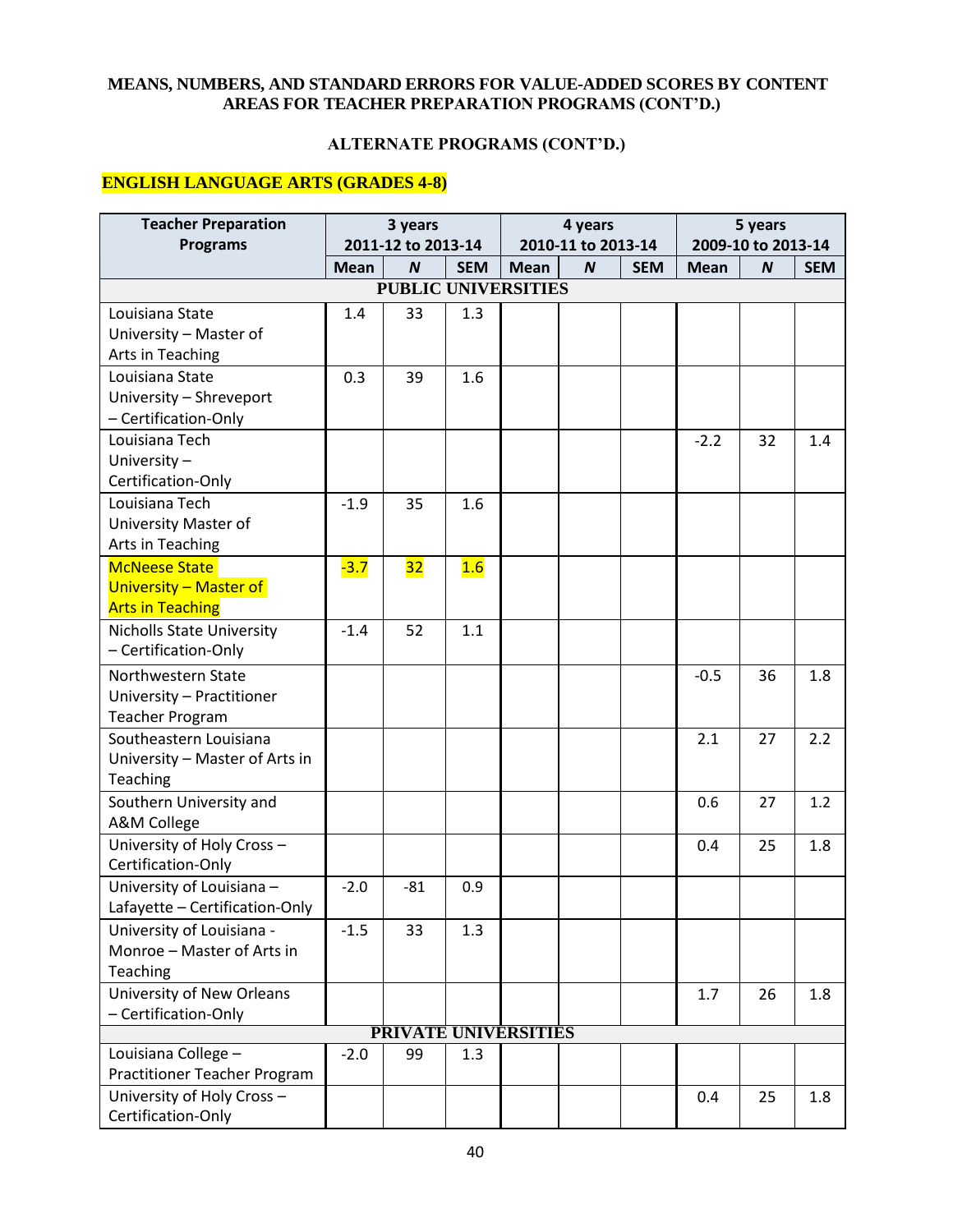**MEANS, NUMBERS, AND STANDARD ERRORS FOR VALUE-ADDED SCORES BY CONTENT AREAS FOR TEACHER PREPARATION PROGRAMS (CONT'D.)**

**ALTERNATE PROGRAMS (CONT'D.)**

**ENGLISH LANGUAGE ARTS (GRADES 4-8)**

| Teacher Preparation Programs | 3 years 2011-12 to 2013-14 | | | 4 years 2010-11 to 2013-14 | | | 5 years 2009-10 to 2013-14 | | |
|---|---|---|---|---|---|---|---|---|---|
| | Mean | *N* | SEM | Mean | *N* | SEM | Mean | *N* | SEM |
| **PUBLIC UNIVERSITIES** | | | | | | | | | |
| Louisiana State University – Master of Arts in Teaching | 1.4 | 33 | 1.3 | | | | | | |
| Louisiana State University – Shreveport – Certification-Only | 0.3 | 39 | 1.6 | | | | | | |
| Louisiana Tech University – Certification-Only | | | | | | | -2.2 | 32 | 1.4 |
| Louisiana Tech University Master of Arts in Teaching | -1.9 | 35 | 1.6 | | | | | | |
| McNeese State University – Master of Arts in Teaching | -3.7 | 32 | 1.6 | | | | | | |
| Nicholls State University – Certification-Only | -1.4 | 52 | 1.1 | | | | | | |
| Northwestern State University – Practitioner Teacher Program | | | | | | | -0.5 | 36 | 1.8 |
| Southeastern Louisiana University – Master of Arts in Teaching | | | | | | | 2.1 | 27 | 2.2 |
| Southern University and A&M College | | | | | | | 0.6 | 27 | 1.2 |
| University of Holy Cross – Certification-Only | | | | | | | 0.4 | 25 | 1.8 |
| University of Louisiana – Lafayette – Certification-Only | -2.0 | -81 | 0.9 | | | | | | |
| University of Louisiana - Monroe – Master of Arts in Teaching | -1.5 | 33 | 1.3 | | | | | | |
| University of New Orleans – Certification-Only | | | | | | | 1.7 | 26 | 1.8 |
| **PRIVATE UNIVERSITIES** | | | | | | | | | |
| Louisiana College – Practitioner Teacher Program | -2.0 | 99 | 1.3 | | | | | | |
| University of Holy Cross – Certification-Only | | | | | | | 0.4 | 25 | 1.8 |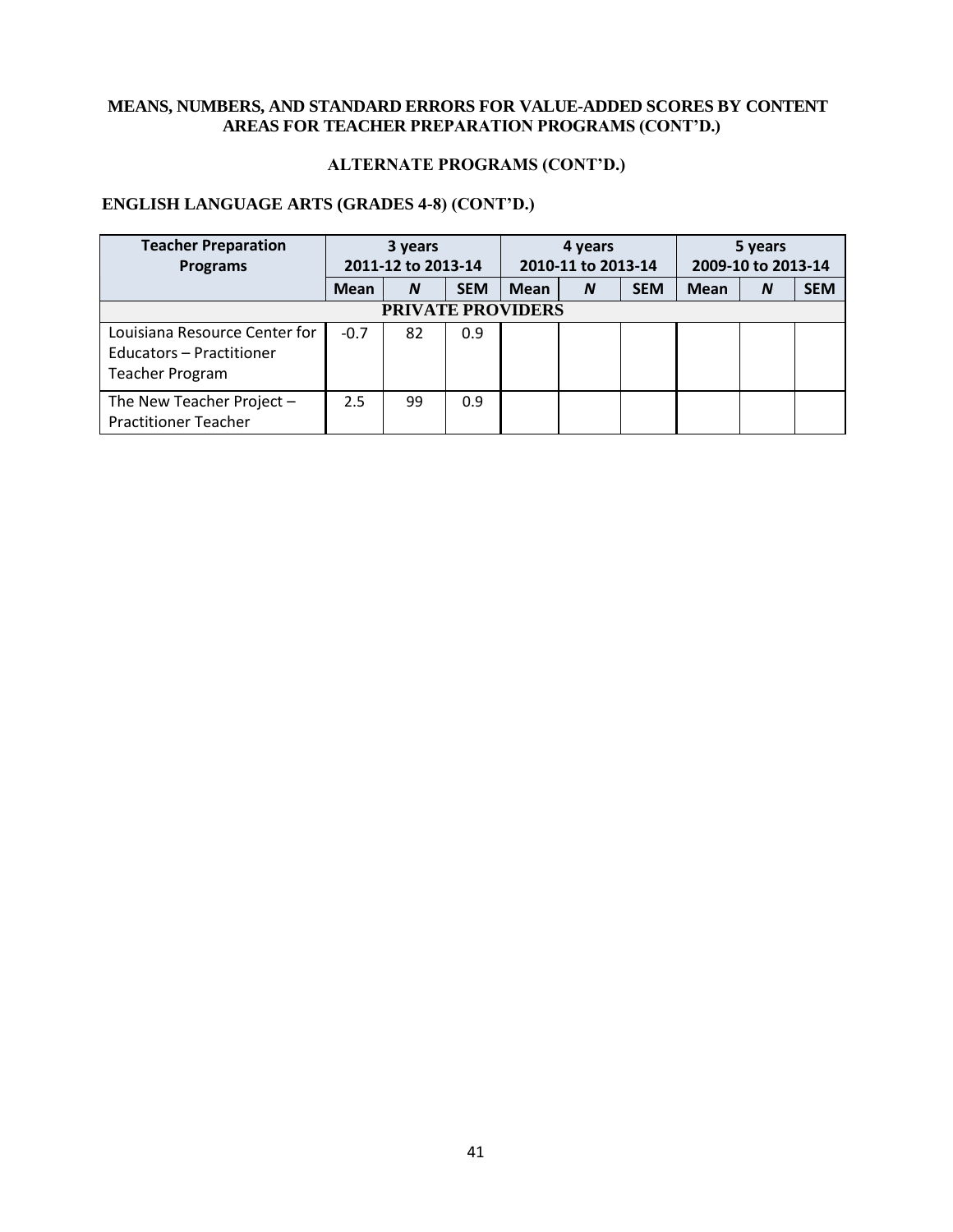**MEANS, NUMBERS, AND STANDARD ERRORS FOR VALUE-ADDED SCORES BY CONTENT AREAS FOR TEACHER PREPARATION PROGRAMS (CONT'D.)**

**ALTERNATE PROGRAMS (CONT'D.)**

**ENGLISH LANGUAGE ARTS (GRADES 4-8) (CONT'D.)**

| Teacher Preparation Programs | 3 years 2011-12 to 2013-14 | | | 4 years 2010-11 to 2013-14 | | | 5 years 2009-10 to 2013-14 | | |
|---|---|---|---|---|---|---|---|---|---|
| | Mean | *N* | SEM | Mean | *N* | SEM | Mean | *N* | SEM |
| **PRIVATE PROVIDERS** | | | | | | | | | |
| Louisiana Resource Center for Educators – Practitioner Teacher Program | -0.7 | 82 | 0.9 | | | | | | |
| The New Teacher Project – Practitioner Teacher | 2.5 | 99 | 0.9 | | | | | | |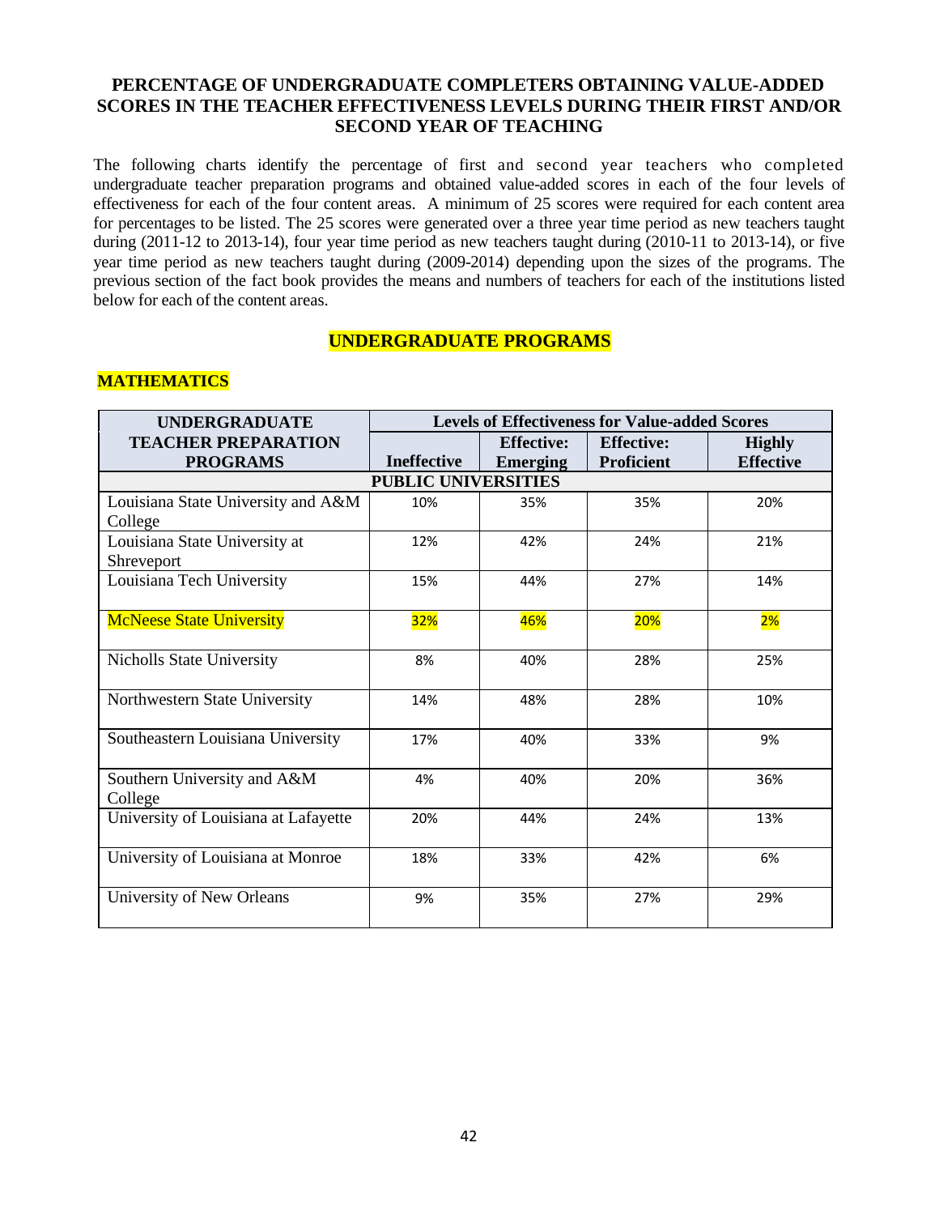## PERCENTAGE OF UNDERGRADUATE COMPLETERS OBTAINING VALUE-ADDED SCORES IN THE TEACHER EFFECTIVENESS LEVELS DURING THEIR FIRST AND/OR SECOND YEAR OF TEACHING

The following charts identify the percentage of first and second year teachers who completed undergraduate teacher preparation programs and obtained value-added scores in each of the four levels of effectiveness for each of the four content areas. A minimum of 25 scores were required for each content area for percentages to be listed. The 25 scores were generated over a three year time period as new teachers taught during (2011-12 to 2013-14), four year time period as new teachers taught during (2010-11 to 2013-14), or five year time period as new teachers taught during (2009-2014) depending upon the sizes of the programs. The previous section of the fact book provides the means and numbers of teachers for each of the institutions listed below for each of the content areas.

### UNDERGRADUATE PROGRAMS

### MATHEMATICS

| UNDERGRADUATE TEACHER PREPARATION PROGRAMS | Levels of Effectiveness for Value-added Scores | | | |
|---|---|---|---|---|
| | Ineffective | Effective: Emerging | Effective: Proficient | Highly Effective |
| **PUBLIC UNIVERSITIES** | | | | |
| Louisiana State University and A&M College | 10% | 35% | 35% | 20% |
| Louisiana State University at Shreveport | 12% | 42% | 24% | 21% |
| Louisiana Tech University | 15% | 44% | 27% | 14% |
| McNeese State University | 32% | 46% | 20% | 2% |
| Nicholls State University | 8% | 40% | 28% | 25% |
| Northwestern State University | 14% | 48% | 28% | 10% |
| Southeastern Louisiana University | 17% | 40% | 33% | 9% |
| Southern University and A&M College | 4% | 40% | 20% | 36% |
| University of Louisiana at Lafayette | 20% | 44% | 24% | 13% |
| University of Louisiana at Monroe | 18% | 33% | 42% | 6% |
| University of New Orleans | 9% | 35% | 27% | 29% |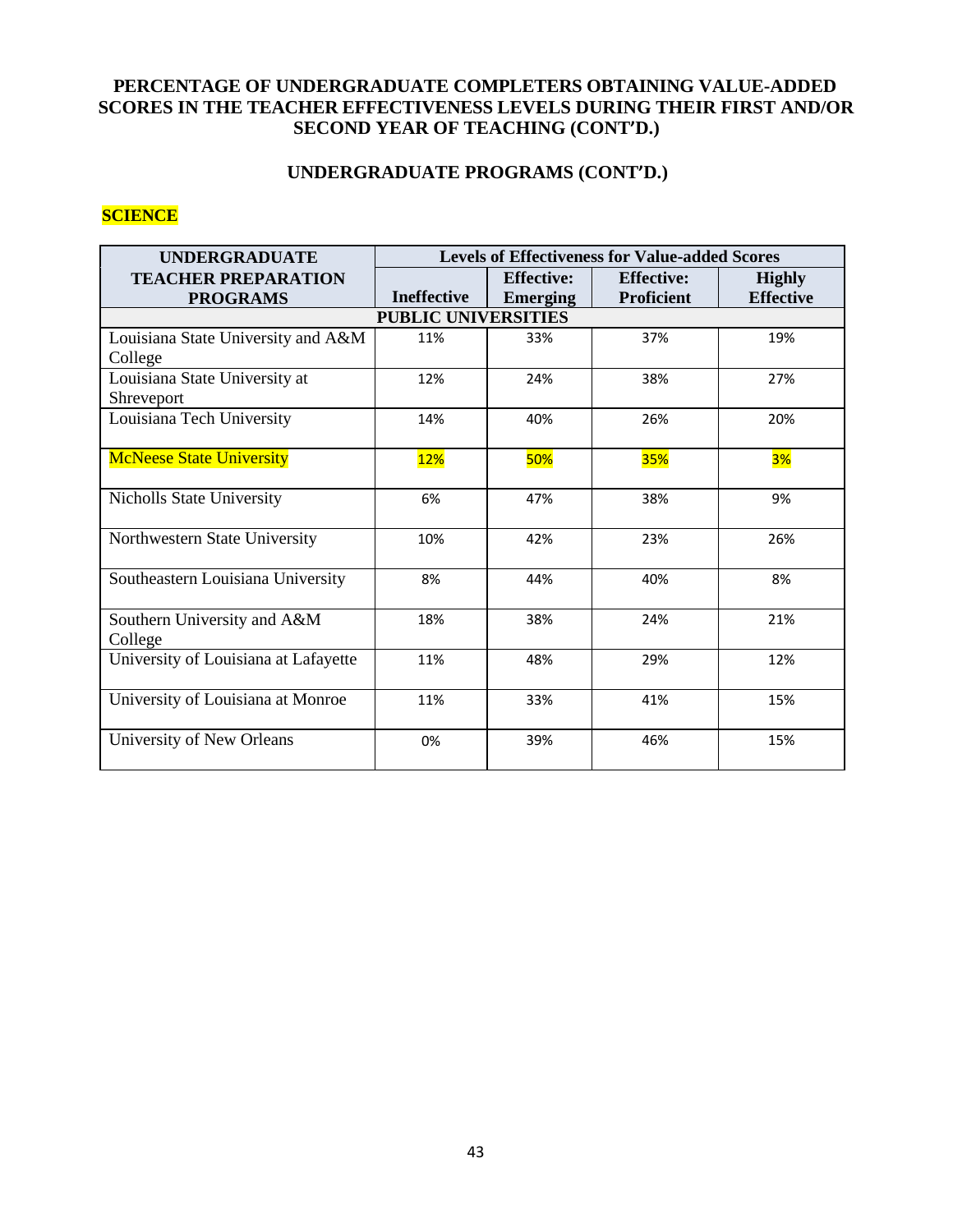## PERCENTAGE OF UNDERGRADUATE COMPLETERS OBTAINING VALUE-ADDED SCORES IN THE TEACHER EFFECTIVENESS LEVELS DURING THEIR FIRST AND/OR SECOND YEAR OF TEACHING (CONT'D.)

## UNDERGRADUATE PROGRAMS (CONT'D.)

### SCIENCE

| UNDERGRADUATE TEACHER PREPARATION PROGRAMS | Levels of Effectiveness for Value-added Scores | | | |
|---|---|---|---|---|
| | Ineffective | Effective: Emerging | Effective: Proficient | Highly Effective |
| **PUBLIC UNIVERSITIES** | | | | |
| Louisiana State University and A&M College | 11% | 33% | 37% | 19% |
| Louisiana State University at Shreveport | 12% | 24% | 38% | 27% |
| Louisiana Tech University | 14% | 40% | 26% | 20% |
| McNeese State University | 12% | 50% | 35% | 3% |
| Nicholls State University | 6% | 47% | 38% | 9% |
| Northwestern State University | 10% | 42% | 23% | 26% |
| Southeastern Louisiana University | 8% | 44% | 40% | 8% |
| Southern University and A&M College | 18% | 38% | 24% | 21% |
| University of Louisiana at Lafayette | 11% | 48% | 29% | 12% |
| University of Louisiana at Monroe | 11% | 33% | 41% | 15% |
| University of New Orleans | 0% | 39% | 46% | 15% |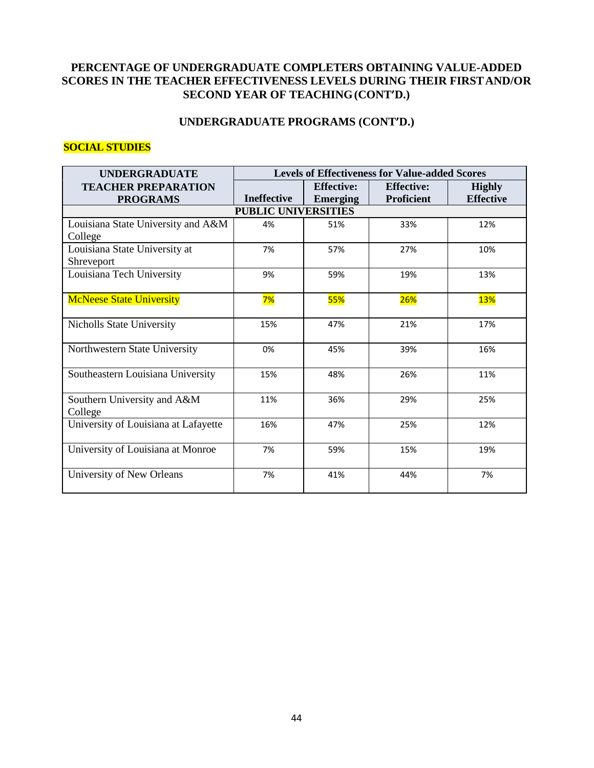## PERCENTAGE OF UNDERGRADUATE COMPLETERS OBTAINING VALUE-ADDED SCORES IN THE TEACHER EFFECTIVENESS LEVELS DURING THEIR FIRST AND/OR SECOND YEAR OF TEACHING (CONT'D.)

## UNDERGRADUATE PROGRAMS (CONT'D.)

**SOCIAL STUDIES**

| UNDERGRADUATE TEACHER PREPARATION PROGRAMS | Levels of Effectiveness for Value-added Scores | | | |
|---|---|---|---|---|
| | Ineffective | Effective: Emerging | Effective: Proficient | Highly Effective |
| **PUBLIC UNIVERSITIES** | | | | |
| Louisiana State University and A&M College | 4% | 51% | 33% | 12% |
| Louisiana State University at Shreveport | 7% | 57% | 27% | 10% |
| Louisiana Tech University | 9% | 59% | 19% | 13% |
| McNeese State University | 7% | 55% | 26% | 13% |
| Nicholls State University | 15% | 47% | 21% | 17% |
| Northwestern State University | 0% | 45% | 39% | 16% |
| Southeastern Louisiana University | 15% | 48% | 26% | 11% |
| Southern University and A&M College | 11% | 36% | 29% | 25% |
| University of Louisiana at Lafayette | 16% | 47% | 25% | 12% |
| University of Louisiana at Monroe | 7% | 59% | 15% | 19% |
| University of New Orleans | 7% | 41% | 44% | 7% |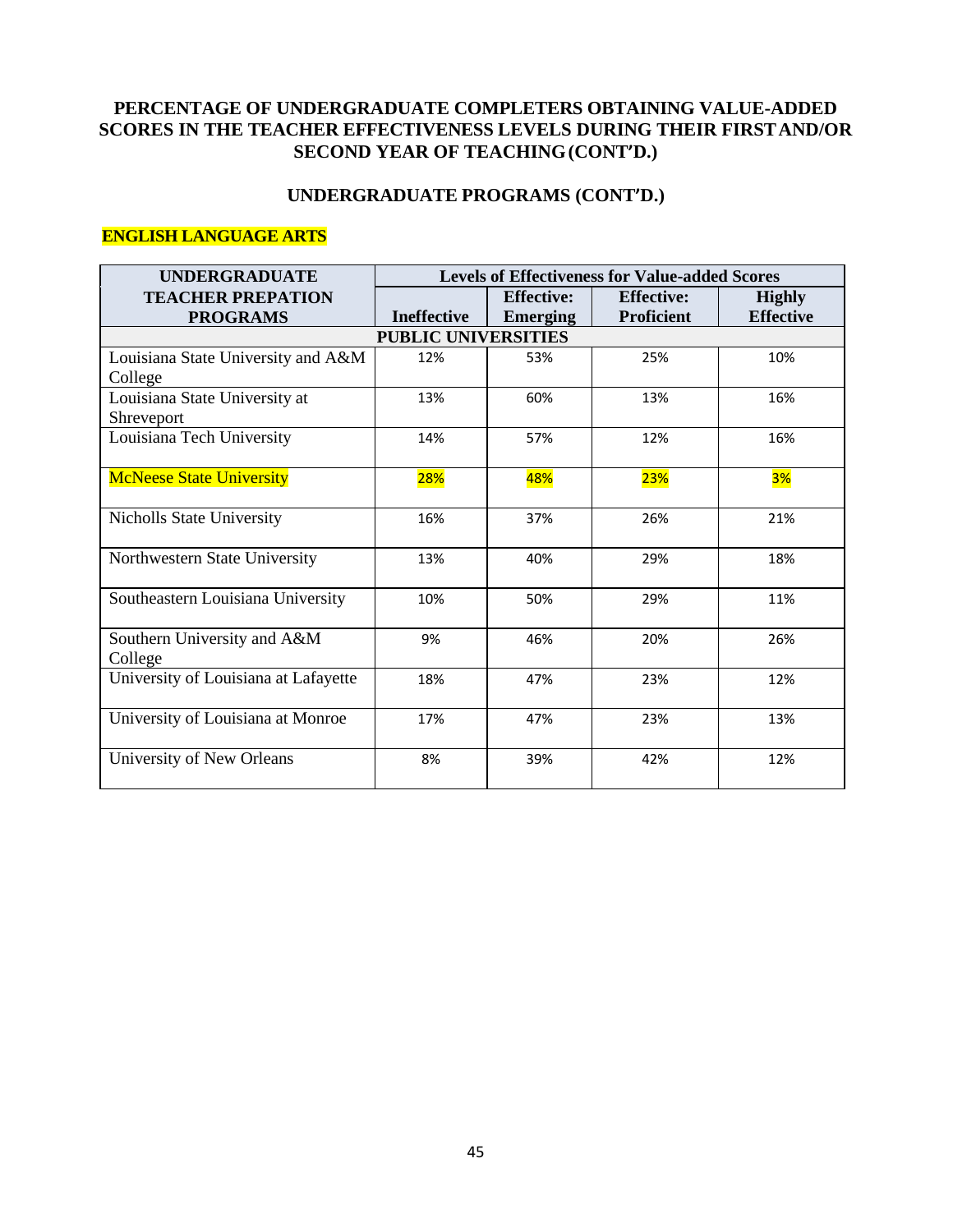## PERCENTAGE OF UNDERGRADUATE COMPLETERS OBTAINING VALUE-ADDED SCORES IN THE TEACHER EFFECTIVENESS LEVELS DURING THEIR FIRST AND/OR SECOND YEAR OF TEACHING (CONT'D.)

## UNDERGRADUATE PROGRAMS (CONT'D.)

**ENGLISH LANGUAGE ARTS**

| UNDERGRADUATE TEACHER PREPATION PROGRAMS | Levels of Effectiveness for Value-added Scores | | | |
|---|---|---|---|---|
| | Ineffective | Effective: Emerging | Effective: Proficient | Highly Effective |
| **PUBLIC UNIVERSITIES** | | | | |
| Louisiana State University and A&M College | 12% | 53% | 25% | 10% |
| Louisiana State University at Shreveport | 13% | 60% | 13% | 16% |
| Louisiana Tech University | 14% | 57% | 12% | 16% |
| McNeese State University | 28% | 48% | 23% | 3% |
| Nicholls State University | 16% | 37% | 26% | 21% |
| Northwestern State University | 13% | 40% | 29% | 18% |
| Southeastern Louisiana University | 10% | 50% | 29% | 11% |
| Southern University and A&M College | 9% | 46% | 20% | 26% |
| University of Louisiana at Lafayette | 18% | 47% | 23% | 12% |
| University of Louisiana at Monroe | 17% | 47% | 23% | 13% |
| University of New Orleans | 8% | 39% | 42% | 12% |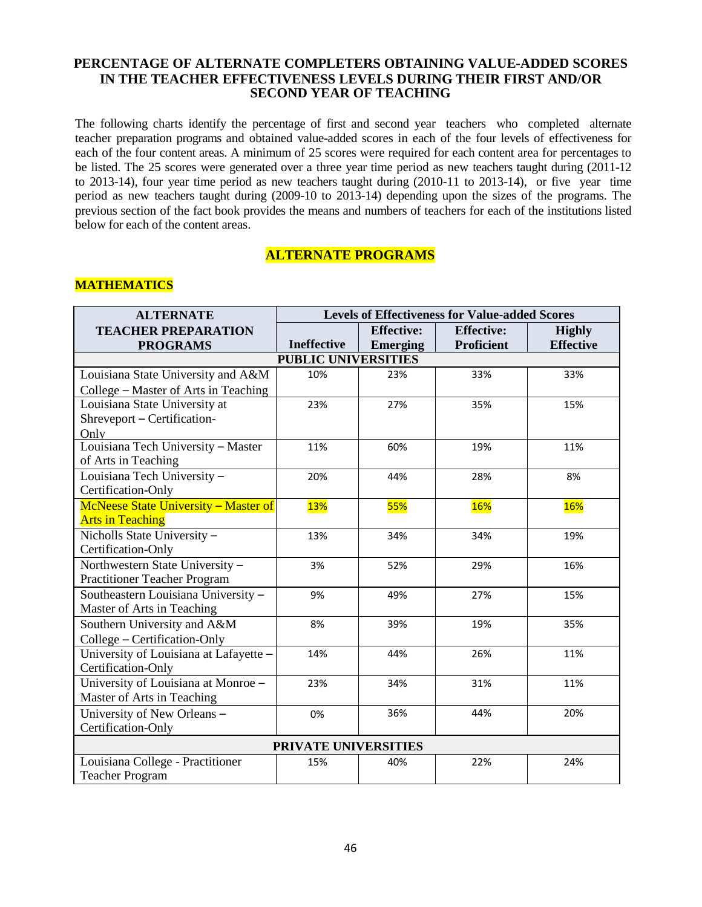## PERCENTAGE OF ALTERNATE COMPLETERS OBTAINING VALUE-ADDED SCORES IN THE TEACHER EFFECTIVENESS LEVELS DURING THEIR FIRST AND/OR SECOND YEAR OF TEACHING

The following charts identify the percentage of first and second year teachers who completed alternate teacher preparation programs and obtained value-added scores in each of the four levels of effectiveness for each of the four content areas. A minimum of 25 scores were required for each content area for percentages to be listed. The 25 scores were generated over a three year time period as new teachers taught during (2011-12 to 2013-14), four year time period as new teachers taught during (2010-11 to 2013-14), or five year time period as new teachers taught during (2009-10 to 2013-14) depending upon the sizes of the programs. The previous section of the fact book provides the means and numbers of teachers for each of the institutions listed below for each of the content areas.

## ALTERNATE PROGRAMS

### MATHEMATICS

| ALTERNATE TEACHER PREPARATION PROGRAMS | Levels of Effectiveness for Value-added Scores | | | |
|---|---|---|---|---|
| | Ineffective | Effective: Emerging | Effective: Proficient | Highly Effective |
| **PUBLIC UNIVERSITIES** | | | | |
| Louisiana State University and A&M College – Master of Arts in Teaching | 10% | 23% | 33% | 33% |
| Louisiana State University at Shreveport – Certification-Only | 23% | 27% | 35% | 15% |
| Louisiana Tech University – Master of Arts in Teaching | 11% | 60% | 19% | 11% |
| Louisiana Tech University – Certification-Only | 20% | 44% | 28% | 8% |
| McNeese State University – Master of Arts in Teaching | 13% | 55% | 16% | 16% |
| Nicholls State University – Certification-Only | 13% | 34% | 34% | 19% |
| Northwestern State University – Practitioner Teacher Program | 3% | 52% | 29% | 16% |
| Southeastern Louisiana University – Master of Arts in Teaching | 9% | 49% | 27% | 15% |
| Southern University and A&M College – Certification-Only | 8% | 39% | 19% | 35% |
| University of Louisiana at Lafayette – Certification-Only | 14% | 44% | 26% | 11% |
| University of Louisiana at Monroe – Master of Arts in Teaching | 23% | 34% | 31% | 11% |
| University of New Orleans – Certification-Only | 0% | 36% | 44% | 20% |
| **PRIVATE UNIVERSITIES** | | | | |
| Louisiana College - Practitioner Teacher Program | 15% | 40% | 22% | 24% |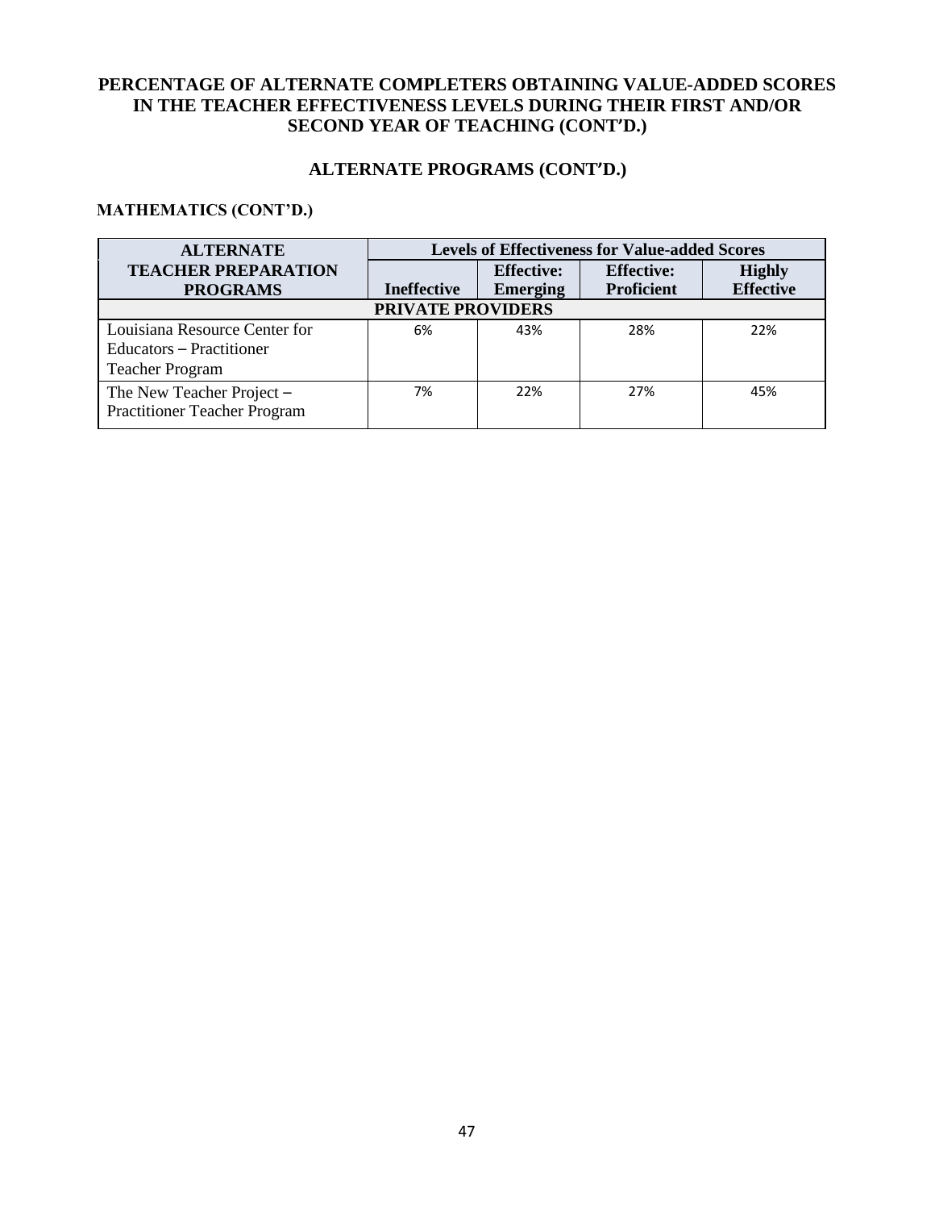## PERCENTAGE OF ALTERNATE COMPLETERS OBTAINING VALUE-ADDED SCORES IN THE TEACHER EFFECTIVENESS LEVELS DURING THEIR FIRST AND/OR SECOND YEAR OF TEACHING (CONT'D.)

## ALTERNATE PROGRAMS (CONT'D.)

### MATHEMATICS (CONT'D.)

| ALTERNATE TEACHER PREPARATION PROGRAMS | Levels of Effectiveness for Value-added Scores | | | |
|---|---|---|---|---|
| | Ineffective | Effective: Emerging | Effective: Proficient | Highly Effective |
| **PRIVATE PROVIDERS** | | | | |
| Louisiana Resource Center for Educators – Practitioner Teacher Program | 6% | 43% | 28% | 22% |
| The New Teacher Project – Practitioner Teacher Program | 7% | 22% | 27% | 45% |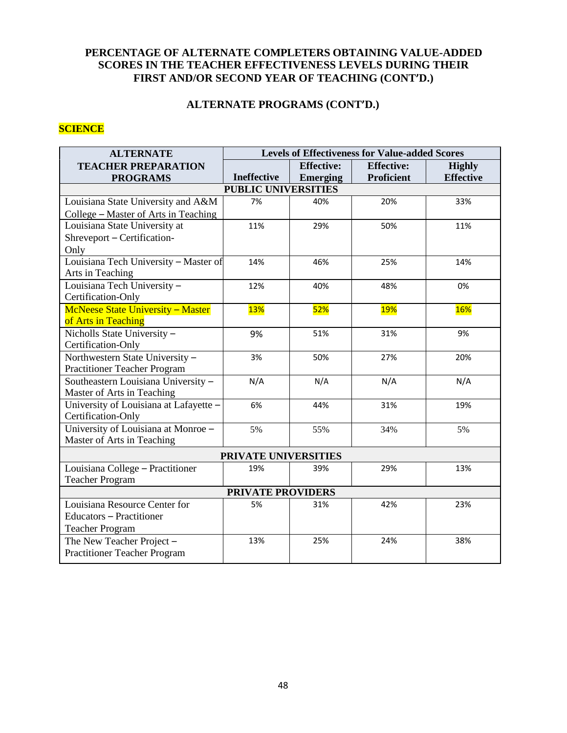## PERCENTAGE OF ALTERNATE COMPLETERS OBTAINING VALUE-ADDED SCORES IN THE TEACHER EFFECTIVENESS LEVELS DURING THEIR FIRST AND/OR SECOND YEAR OF TEACHING (CONT'D.)

## ALTERNATE PROGRAMS (CONT'D.)

**SCIENCE**

| ALTERNATE TEACHER PREPARATION PROGRAMS | Levels of Effectiveness for Value-added Scores | | | |
|---|---|---|---|---|
| | Ineffective | Effective: Emerging | Effective: Proficient | Highly Effective |
| **PUBLIC UNIVERSITIES** | | | | |
| Louisiana State University and A&M College – Master of Arts in Teaching | 7% | 40% | 20% | 33% |
| Louisiana State University at Shreveport – Certification-Only | 11% | 29% | 50% | 11% |
| Louisiana Tech University – Master of Arts in Teaching | 14% | 46% | 25% | 14% |
| Louisiana Tech University – Certification-Only | 12% | 40% | 48% | 0% |
| McNeese State University – Master of Arts in Teaching | 13% | 52% | 19% | 16% |
| Nicholls State University – Certification-Only | 9% | 51% | 31% | 9% |
| Northwestern State University – Practitioner Teacher Program | 3% | 50% | 27% | 20% |
| Southeastern Louisiana University – Master of Arts in Teaching | N/A | N/A | N/A | N/A |
| University of Louisiana at Lafayette – Certification-Only | 6% | 44% | 31% | 19% |
| University of Louisiana at Monroe – Master of Arts in Teaching | 5% | 55% | 34% | 5% |
| **PRIVATE UNIVERSITIES** | | | | |
| Louisiana College – Practitioner Teacher Program | 19% | 39% | 29% | 13% |
| **PRIVATE PROVIDERS** | | | | |
| Louisiana Resource Center for Educators – Practitioner Teacher Program | 5% | 31% | 42% | 23% |
| The New Teacher Project – Practitioner Teacher Program | 13% | 25% | 24% | 38% |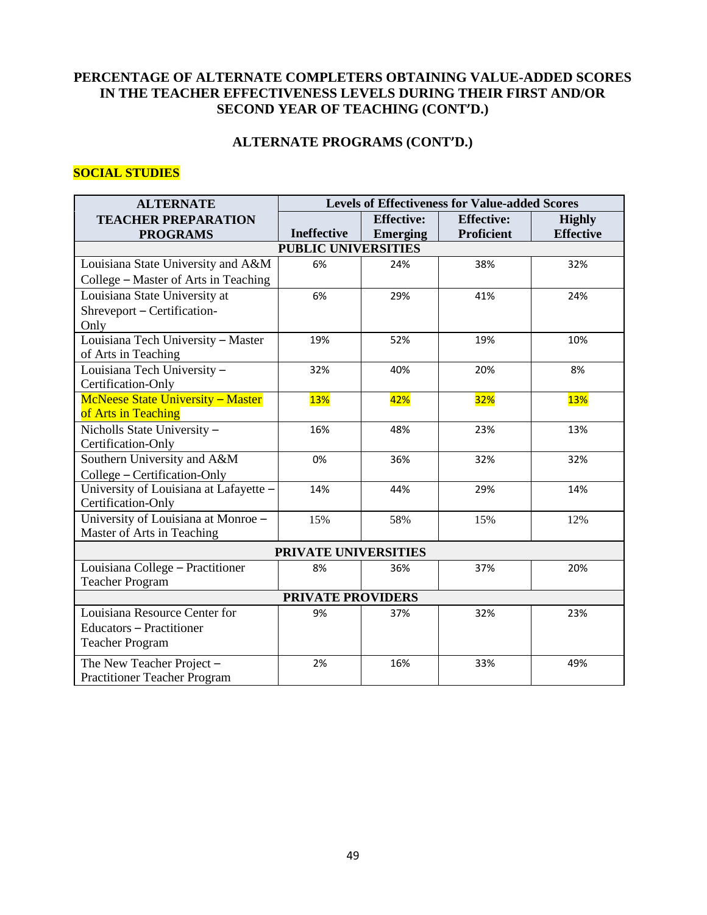## PERCENTAGE OF ALTERNATE COMPLETERS OBTAINING VALUE-ADDED SCORES IN THE TEACHER EFFECTIVENESS LEVELS DURING THEIR FIRST AND/OR SECOND YEAR OF TEACHING (CONT'D.)

### ALTERNATE PROGRAMS (CONT'D.)

**SOCIAL STUDIES**

| ALTERNATE TEACHER PREPARATION PROGRAMS | Levels of Effectiveness for Value-added Scores | | | |
|---|---|---|---|---|
| | Ineffective | Effective: Emerging | Effective: Proficient | Highly Effective |
| **PUBLIC UNIVERSITIES** | | | | |
| Louisiana State University and A&M College – Master of Arts in Teaching | 6% | 24% | 38% | 32% |
| Louisiana State University at Shreveport – Certification-Only | 6% | 29% | 41% | 24% |
| Louisiana Tech University – Master of Arts in Teaching | 19% | 52% | 19% | 10% |
| Louisiana Tech University – Certification-Only | 32% | 40% | 20% | 8% |
| McNeese State University – Master of Arts in Teaching | 13% | 42% | 32% | 13% |
| Nicholls State University – Certification-Only | 16% | 48% | 23% | 13% |
| Southern University and A&M College – Certification-Only | 0% | 36% | 32% | 32% |
| University of Louisiana at Lafayette – Certification-Only | 14% | 44% | 29% | 14% |
| University of Louisiana at Monroe – Master of Arts in Teaching | 15% | 58% | 15% | 12% |
| **PRIVATE UNIVERSITIES** | | | | |
| Louisiana College – Practitioner Teacher Program | 8% | 36% | 37% | 20% |
| **PRIVATE PROVIDERS** | | | | |
| Louisiana Resource Center for Educators – Practitioner Teacher Program | 9% | 37% | 32% | 23% |
| The New Teacher Project – Practitioner Teacher Program | 2% | 16% | 33% | 49% |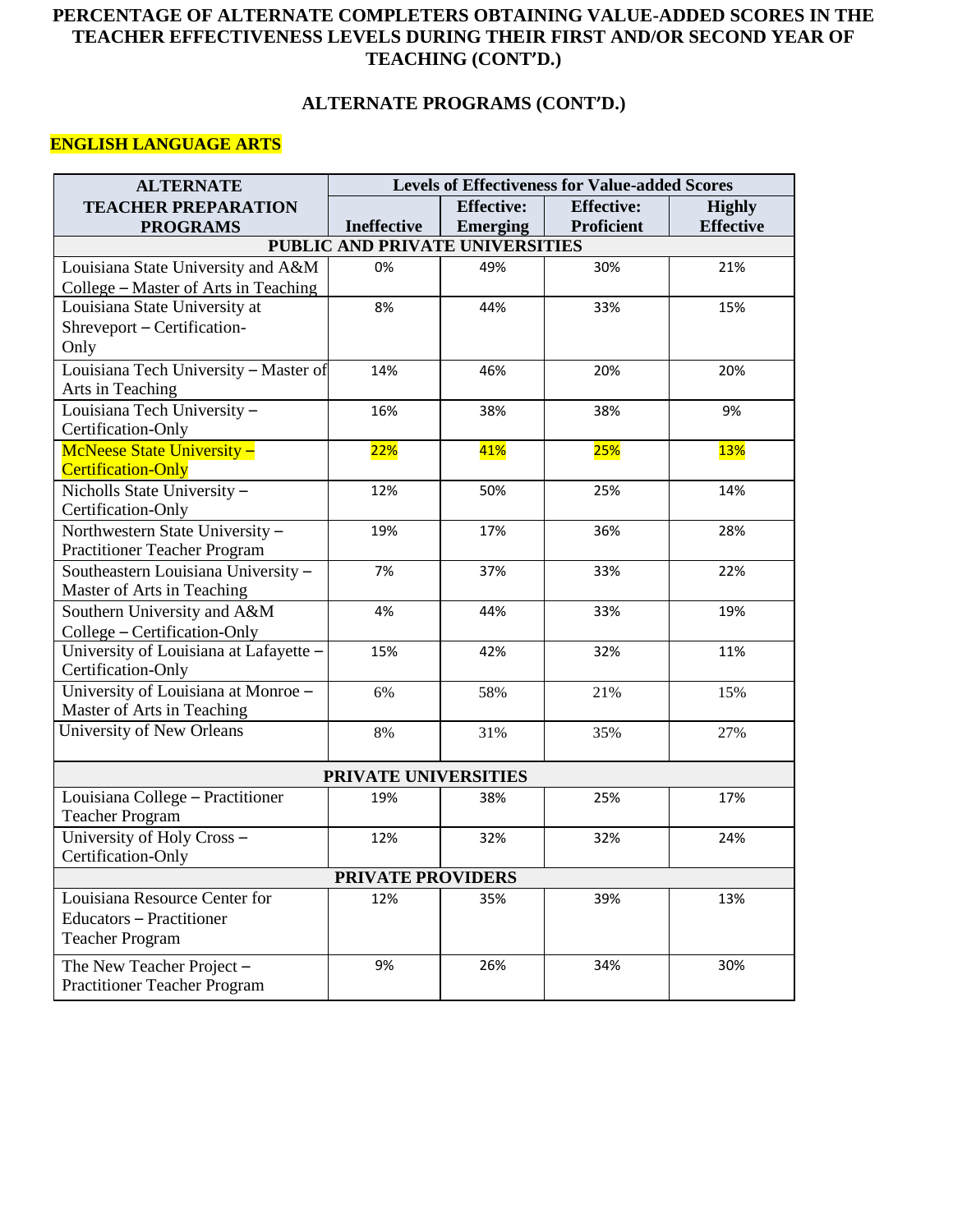# PERCENTAGE OF ALTERNATE COMPLETERS OBTAINING VALUE-ADDED SCORES IN THE TEACHER EFFECTIVENESS LEVELS DURING THEIR FIRST AND/OR SECOND YEAR OF TEACHING (CONT'D.)

## ALTERNATE PROGRAMS (CONT'D.)

### ENGLISH LANGUAGE ARTS

| ALTERNATE TEACHER PREPARATION PROGRAMS | Levels of Effectiveness for Value-added Scores | | | |
|---|---|---|---|---|
| | Ineffective | Effective: Emerging | Effective: Proficient | Highly Effective |
| **PUBLIC AND PRIVATE UNIVERSITIES** | | | | |
| Louisiana State University and A&M College – Master of Arts in Teaching | 0% | 49% | 30% | 21% |
| Louisiana State University at Shreveport – Certification-Only | 8% | 44% | 33% | 15% |
| Louisiana Tech University – Master of Arts in Teaching | 14% | 46% | 20% | 20% |
| Louisiana Tech University – Certification-Only | 16% | 38% | 38% | 9% |
| McNeese State University – Certification-Only | 22% | 41% | 25% | 13% |
| Nicholls State University – Certification-Only | 12% | 50% | 25% | 14% |
| Northwestern State University – Practitioner Teacher Program | 19% | 17% | 36% | 28% |
| Southeastern Louisiana University – Master of Arts in Teaching | 7% | 37% | 33% | 22% |
| Southern University and A&M College – Certification-Only | 4% | 44% | 33% | 19% |
| University of Louisiana at Lafayette – Certification-Only | 15% | 42% | 32% | 11% |
| University of Louisiana at Monroe – Master of Arts in Teaching | 6% | 58% | 21% | 15% |
| University of New Orleans | 8% | 31% | 35% | 27% |
| **PRIVATE UNIVERSITIES** | | | | |
| Louisiana College – Practitioner Teacher Program | 19% | 38% | 25% | 17% |
| University of Holy Cross – Certification-Only | 12% | 32% | 32% | 24% |
| **PRIVATE PROVIDERS** | | | | |
| Louisiana Resource Center for Educators – Practitioner Teacher Program | 12% | 35% | 39% | 13% |
| The New Teacher Project – Practitioner Teacher Program | 9% | 26% | 34% | 30% |